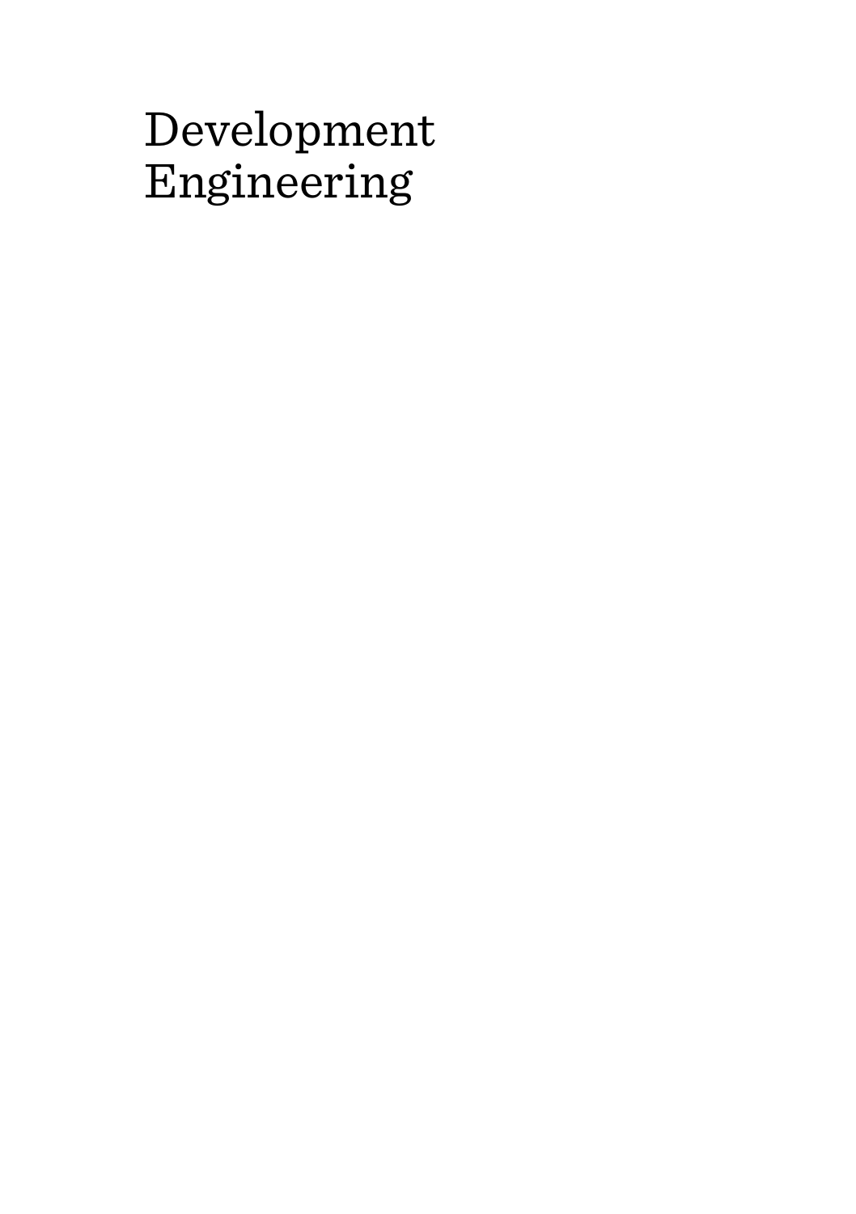# Development Engineering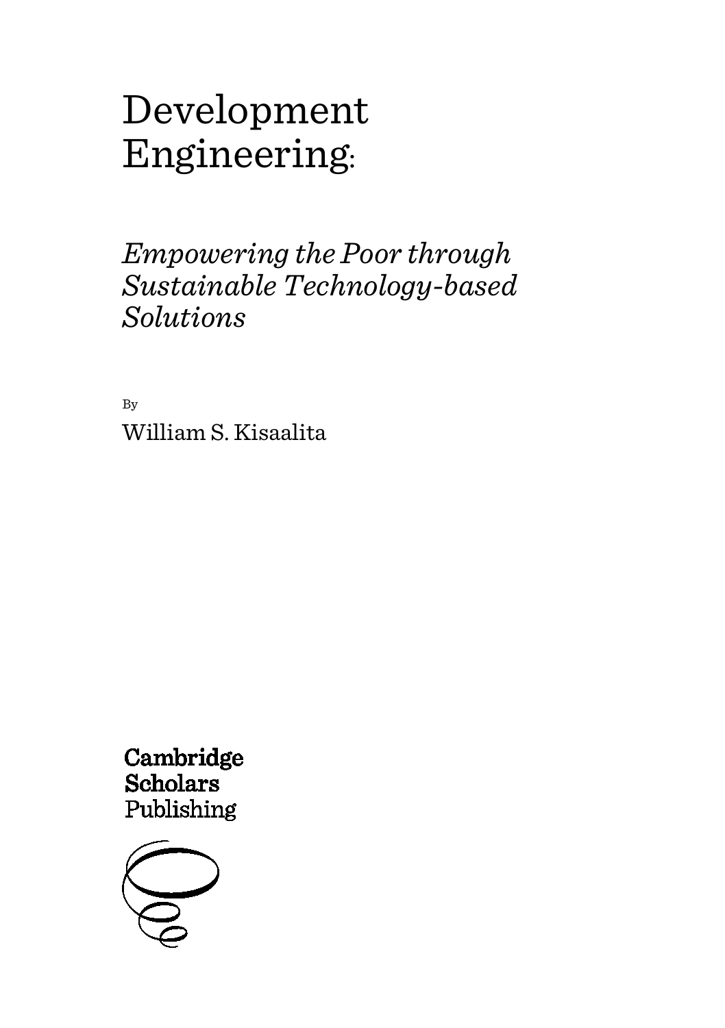# Development Engineering:

## *Empowering the Poor through Sustainable Technology-based Solutions*

By

William S. Kisaalita

Cambridge Scholars Publishing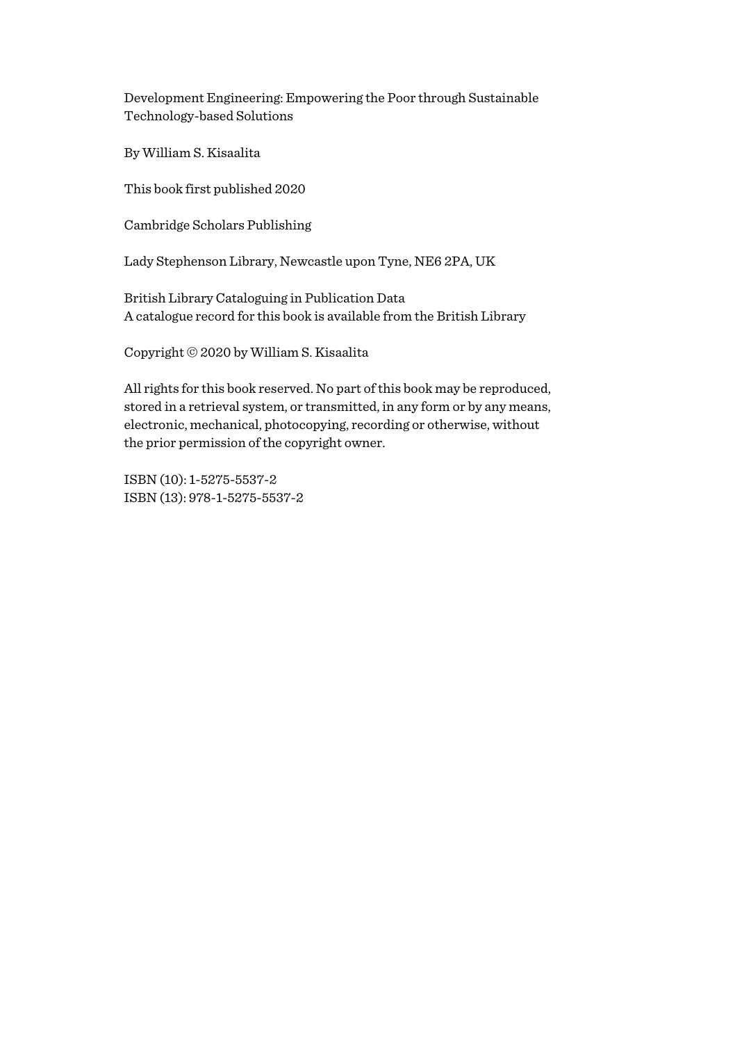Development Engineering: Empowering the Poor through Sustainable Technology-based Solutions

By William S. Kisaalita

This book first published 2020

Cambridge Scholars Publishing

Lady Stephenson Library, Newcastle upon Tyne, NE6 2PA, UK

British Library Cataloguing in Publication Data
A catalogue record for this book is available from the British Library

Copyright © 2020 by William S. Kisaalita

All rights for this book reserved. No part of this book may be reproduced, stored in a retrieval system, or transmitted, in any form or by any means, electronic, mechanical, photocopying, recording or otherwise, without the prior permission of the copyright owner.

ISBN (10): 1-5275-5537-2
ISBN (13): 978-1-5275-5537-2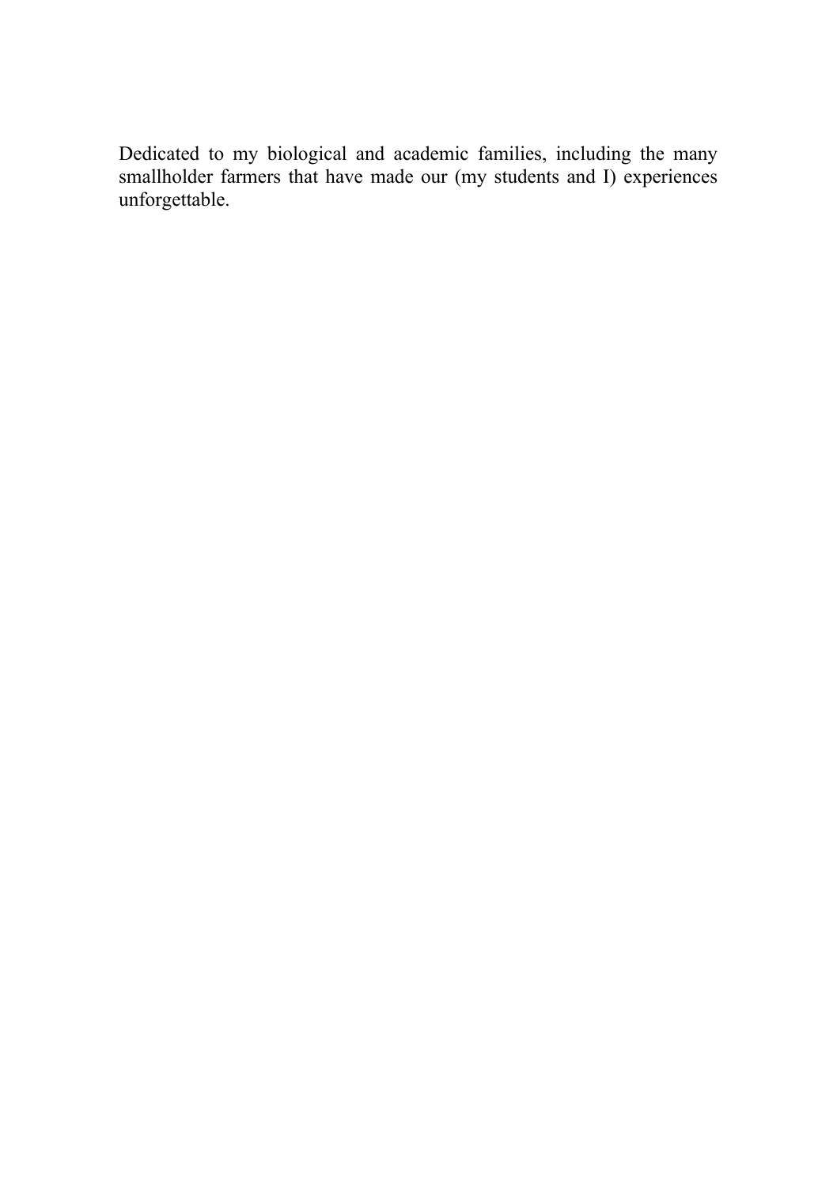Dedicated to my biological and academic families, including the many smallholder farmers that have made our (my students and I) experiences unforgettable.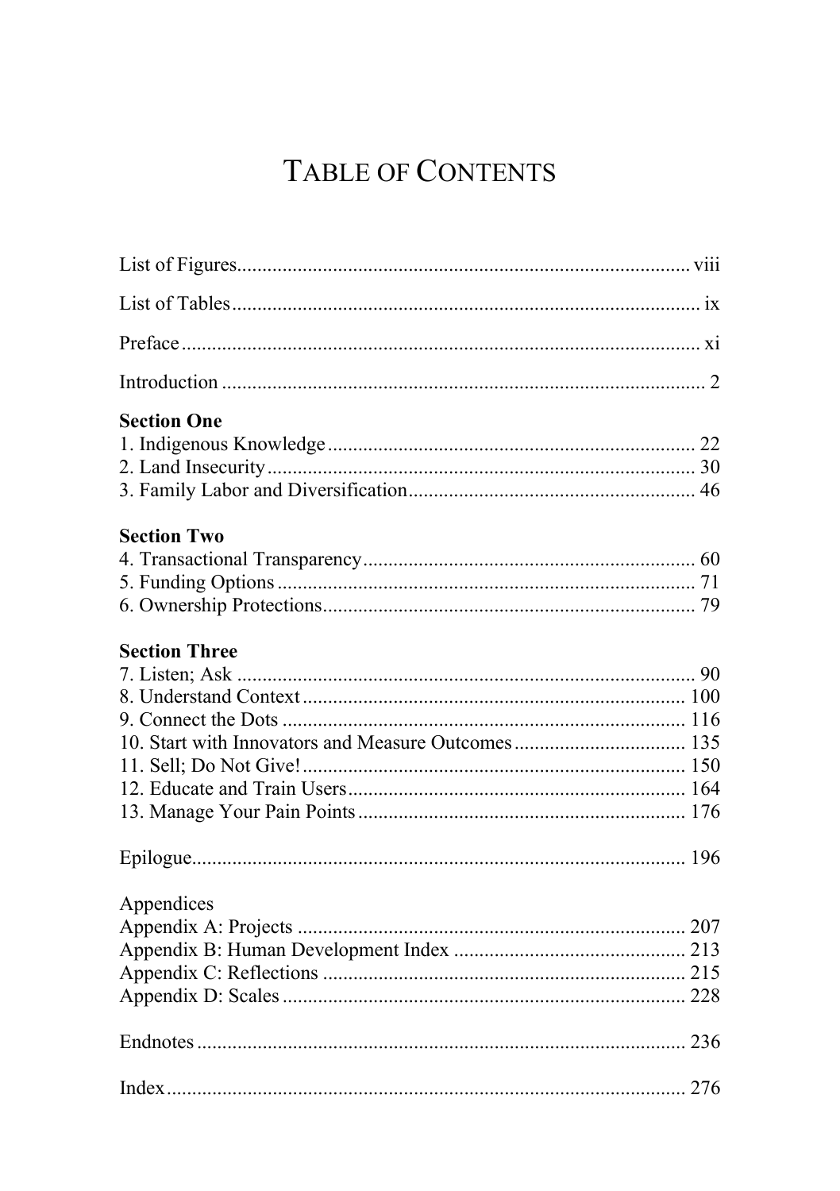# TABLE OF CONTENTS

List of Figures ........ viii

List of Tables ........ ix

Preface ........ xi

Introduction ........ 2

**Section One**

1. Indigenous Knowledge ........ 22
2. Land Insecurity ........ 30
3. Family Labor and Diversification ........ 46

**Section Two**

4. Transactional Transparency ........ 60
5. Funding Options ........ 71
6. Ownership Protections ........ 79

**Section Three**

7. Listen; Ask ........ 90
8. Understand Context ........ 100
9. Connect the Dots ........ 116
10. Start with Innovators and Measure Outcomes ........ 135
11. Sell; Do Not Give! ........ 150
12. Educate and Train Users ........ 164
13. Manage Your Pain Points ........ 176

Epilogue ........ 196

Appendices

Appendix A: Projects ........ 207

Appendix B: Human Development Index ........ 213

Appendix C: Reflections ........ 215

Appendix D: Scales ........ 228

Endnotes ........ 236

Index ........ 276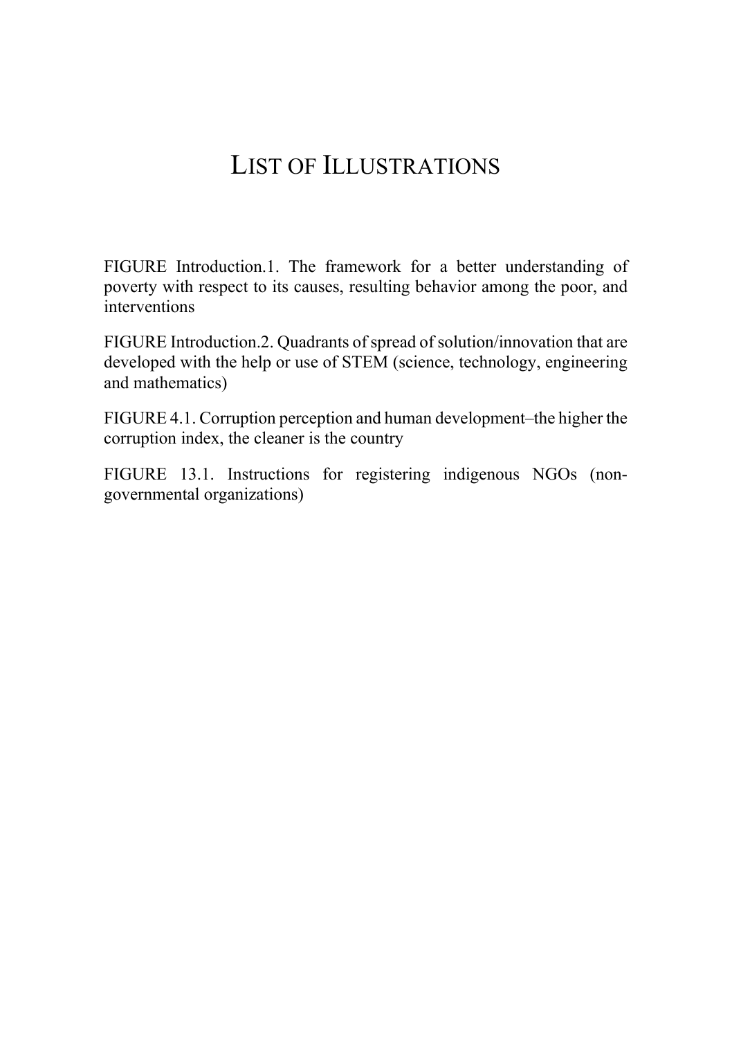# LIST OF ILLUSTRATIONS

FIGURE Introduction.1. The framework for a better understanding of poverty with respect to its causes, resulting behavior among the poor, and interventions

FIGURE Introduction.2. Quadrants of spread of solution/innovation that are developed with the help or use of STEM (science, technology, engineering and mathematics)

FIGURE 4.1. Corruption perception and human development–the higher the corruption index, the cleaner is the country

FIGURE 13.1. Instructions for registering indigenous NGOs (non-governmental organizations)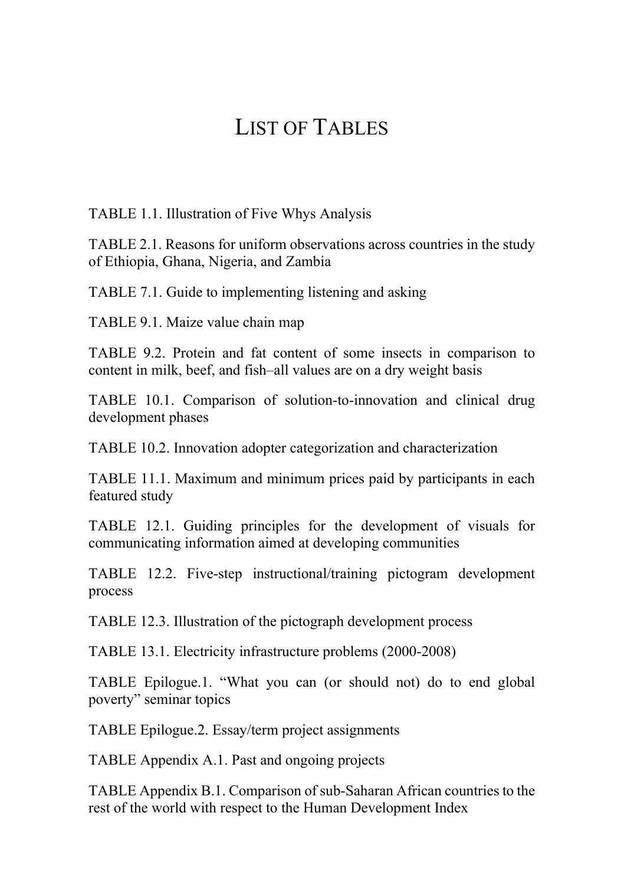# LIST OF TABLES

TABLE 1.1. Illustration of Five Whys Analysis

TABLE 2.1. Reasons for uniform observations across countries in the study of Ethiopia, Ghana, Nigeria, and Zambia

TABLE 7.1. Guide to implementing listening and asking

TABLE 9.1. Maize value chain map

TABLE 9.2. Protein and fat content of some insects in comparison to content in milk, beef, and fish–all values are on a dry weight basis

TABLE 10.1. Comparison of solution-to-innovation and clinical drug development phases

TABLE 10.2. Innovation adopter categorization and characterization

TABLE 11.1. Maximum and minimum prices paid by participants in each featured study

TABLE 12.1. Guiding principles for the development of visuals for communicating information aimed at developing communities

TABLE 12.2. Five-step instructional/training pictogram development process

TABLE 12.3. Illustration of the pictograph development process

TABLE 13.1. Electricity infrastructure problems (2000-2008)

TABLE Epilogue.1. "What you can (or should not) do to end global poverty" seminar topics

TABLE Epilogue.2. Essay/term project assignments

TABLE Appendix A.1. Past and ongoing projects

TABLE Appendix B.1. Comparison of sub-Saharan African countries to the rest of the world with respect to the Human Development Index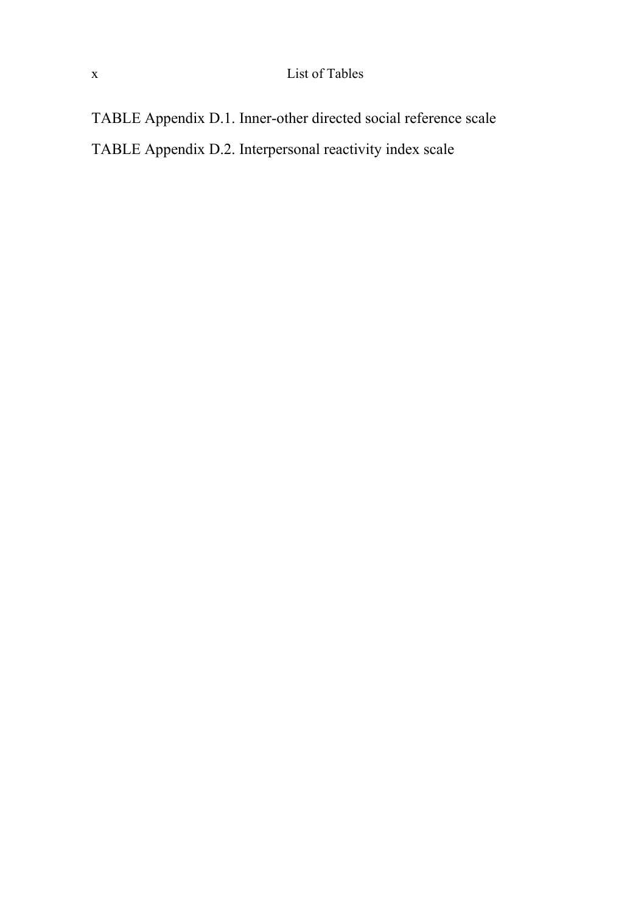TABLE Appendix D.1. Inner-other directed social reference scale

TABLE Appendix D.2. Interpersonal reactivity index scale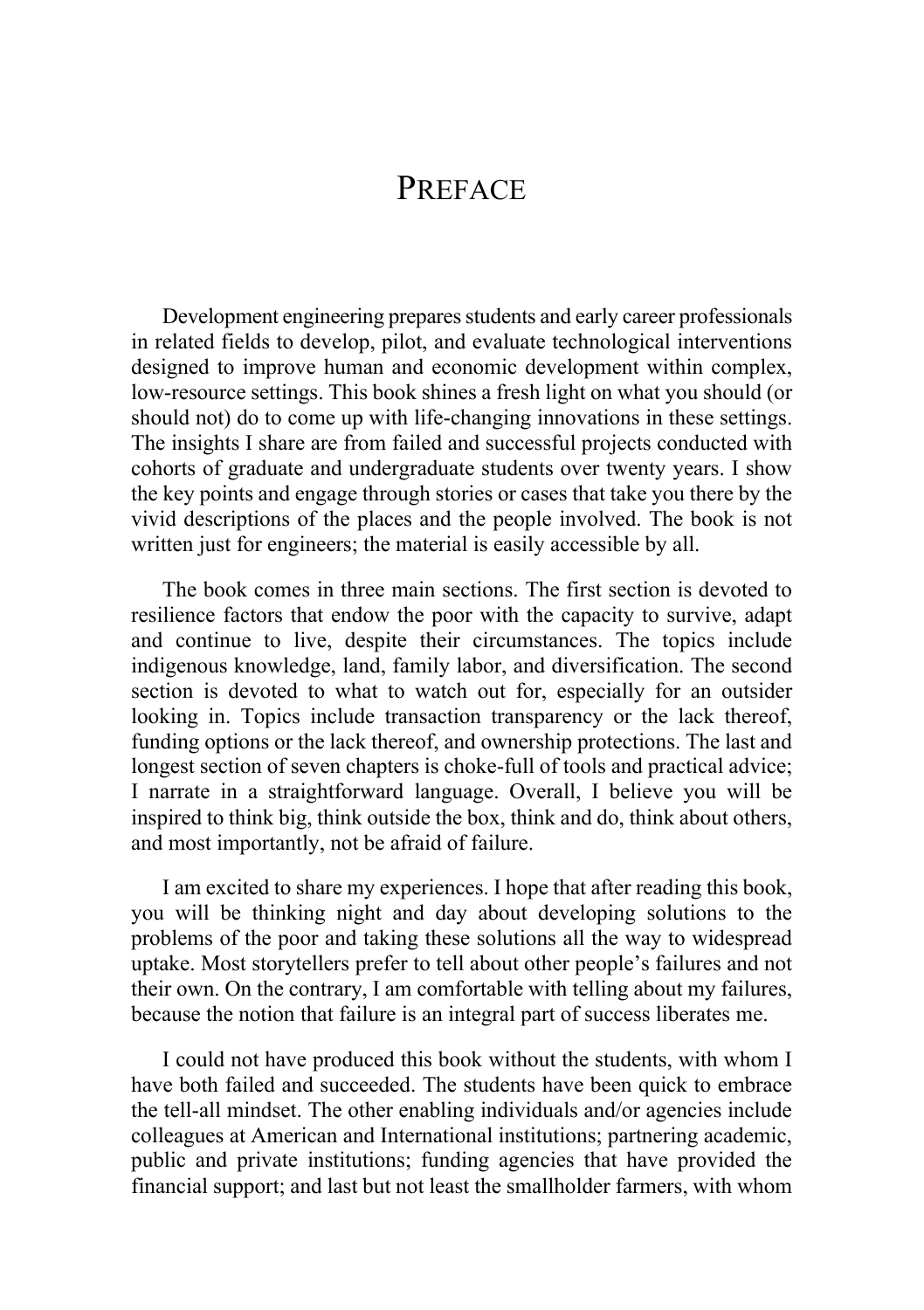# Preface

Development engineering prepares students and early career professionals in related fields to develop, pilot, and evaluate technological interventions designed to improve human and economic development within complex, low-resource settings. This book shines a fresh light on what you should (or should not) do to come up with life-changing innovations in these settings. The insights I share are from failed and successful projects conducted with cohorts of graduate and undergraduate students over twenty years. I show the key points and engage through stories or cases that take you there by the vivid descriptions of the places and the people involved. The book is not written just for engineers; the material is easily accessible by all.

The book comes in three main sections. The first section is devoted to resilience factors that endow the poor with the capacity to survive, adapt and continue to live, despite their circumstances. The topics include indigenous knowledge, land, family labor, and diversification. The second section is devoted to what to watch out for, especially for an outsider looking in. Topics include transaction transparency or the lack thereof, funding options or the lack thereof, and ownership protections. The last and longest section of seven chapters is choke-full of tools and practical advice; I narrate in a straightforward language. Overall, I believe you will be inspired to think big, think outside the box, think and do, think about others, and most importantly, not be afraid of failure.

I am excited to share my experiences. I hope that after reading this book, you will be thinking night and day about developing solutions to the problems of the poor and taking these solutions all the way to widespread uptake. Most storytellers prefer to tell about other people's failures and not their own. On the contrary, I am comfortable with telling about my failures, because the notion that failure is an integral part of success liberates me.

I could not have produced this book without the students, with whom I have both failed and succeeded. The students have been quick to embrace the tell-all mindset. The other enabling individuals and/or agencies include colleagues at American and International institutions; partnering academic, public and private institutions; funding agencies that have provided the financial support; and last but not least the smallholder farmers, with whom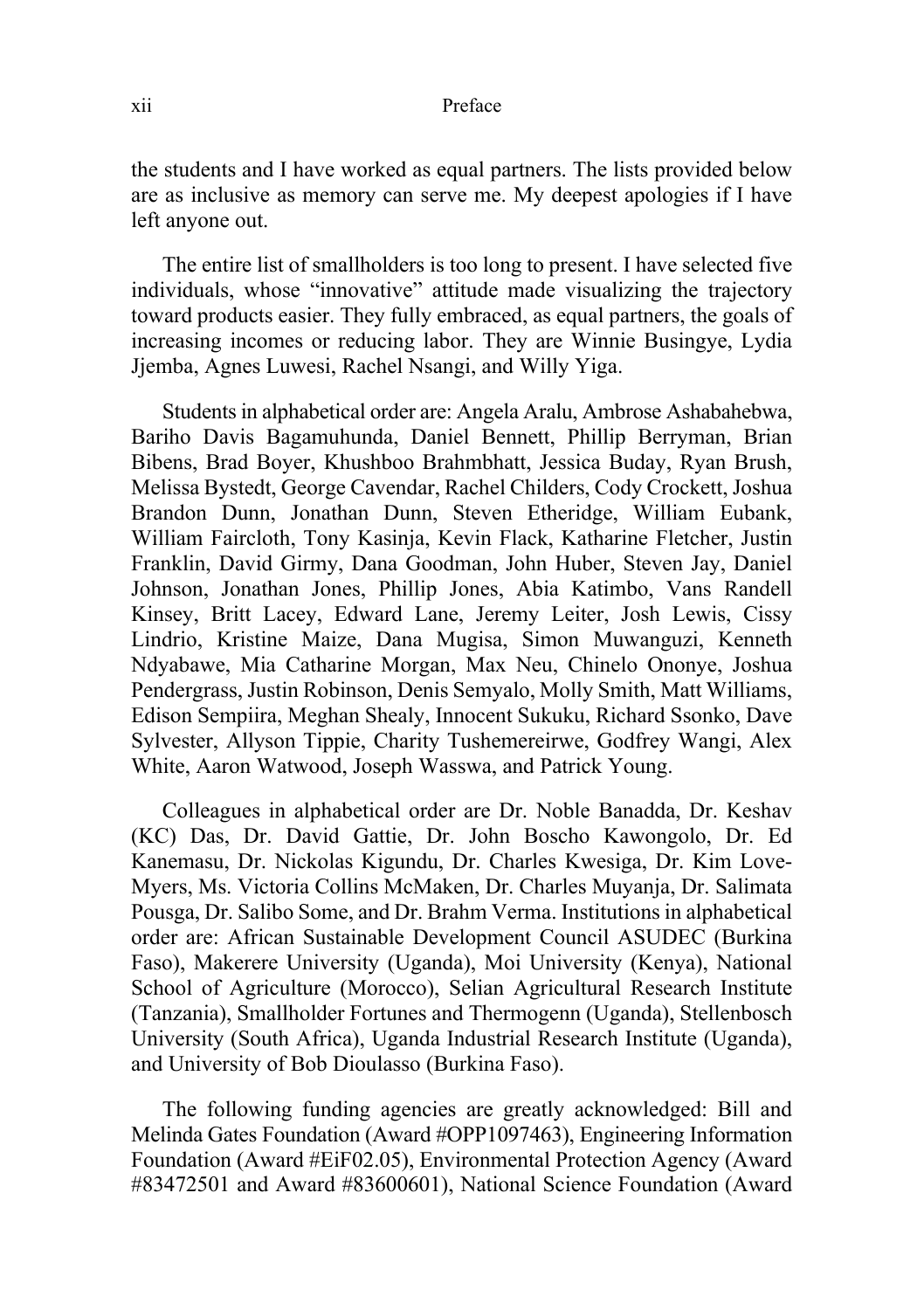the students and I have worked as equal partners. The lists provided below are as inclusive as memory can serve me. My deepest apologies if I have left anyone out.

The entire list of smallholders is too long to present. I have selected five individuals, whose "innovative" attitude made visualizing the trajectory toward products easier. They fully embraced, as equal partners, the goals of increasing incomes or reducing labor. They are Winnie Busingye, Lydia Jjemba, Agnes Luwesi, Rachel Nsangi, and Willy Yiga.

Students in alphabetical order are: Angela Aralu, Ambrose Ashabahebwa, Bariho Davis Bagamuhunda, Daniel Bennett, Phillip Berryman, Brian Bibens, Brad Boyer, Khushboo Brahmbhatt, Jessica Buday, Ryan Brush, Melissa Bystedt, George Cavendar, Rachel Childers, Cody Crockett, Joshua Brandon Dunn, Jonathan Dunn, Steven Etheridge, William Eubank, William Faircloth, Tony Kasinja, Kevin Flack, Katharine Fletcher, Justin Franklin, David Girmy, Dana Goodman, John Huber, Steven Jay, Daniel Johnson, Jonathan Jones, Phillip Jones, Abia Katimbo, Vans Randell Kinsey, Britt Lacey, Edward Lane, Jeremy Leiter, Josh Lewis, Cissy Lindrio, Kristine Maize, Dana Mugisa, Simon Muwanguzi, Kenneth Ndyabawe, Mia Catharine Morgan, Max Neu, Chinelo Ononye, Joshua Pendergrass, Justin Robinson, Denis Semyalo, Molly Smith, Matt Williams, Edison Sempiira, Meghan Shealy, Innocent Sukuku, Richard Ssonko, Dave Sylvester, Allyson Tippie, Charity Tushemereirwe, Godfrey Wangi, Alex White, Aaron Watwood, Joseph Wasswa, and Patrick Young.

Colleagues in alphabetical order are Dr. Noble Banadda, Dr. Keshav (KC) Das, Dr. David Gattie, Dr. John Boscho Kawongolo, Dr. Ed Kanemasu, Dr. Nickolas Kigundu, Dr. Charles Kwesiga, Dr. Kim Love-Myers, Ms. Victoria Collins McMaken, Dr. Charles Muyanja, Dr. Salimata Pousga, Dr. Salibo Some, and Dr. Brahm Verma. Institutions in alphabetical order are: African Sustainable Development Council ASUDEC (Burkina Faso), Makerere University (Uganda), Moi University (Kenya), National School of Agriculture (Morocco), Selian Agricultural Research Institute (Tanzania), Smallholder Fortunes and Thermogenn (Uganda), Stellenbosch University (South Africa), Uganda Industrial Research Institute (Uganda), and University of Bob Dioulasso (Burkina Faso).

The following funding agencies are greatly acknowledged: Bill and Melinda Gates Foundation (Award #OPP1097463), Engineering Information Foundation (Award #EiF02.05), Environmental Protection Agency (Award #83472501 and Award #83600601), National Science Foundation (Award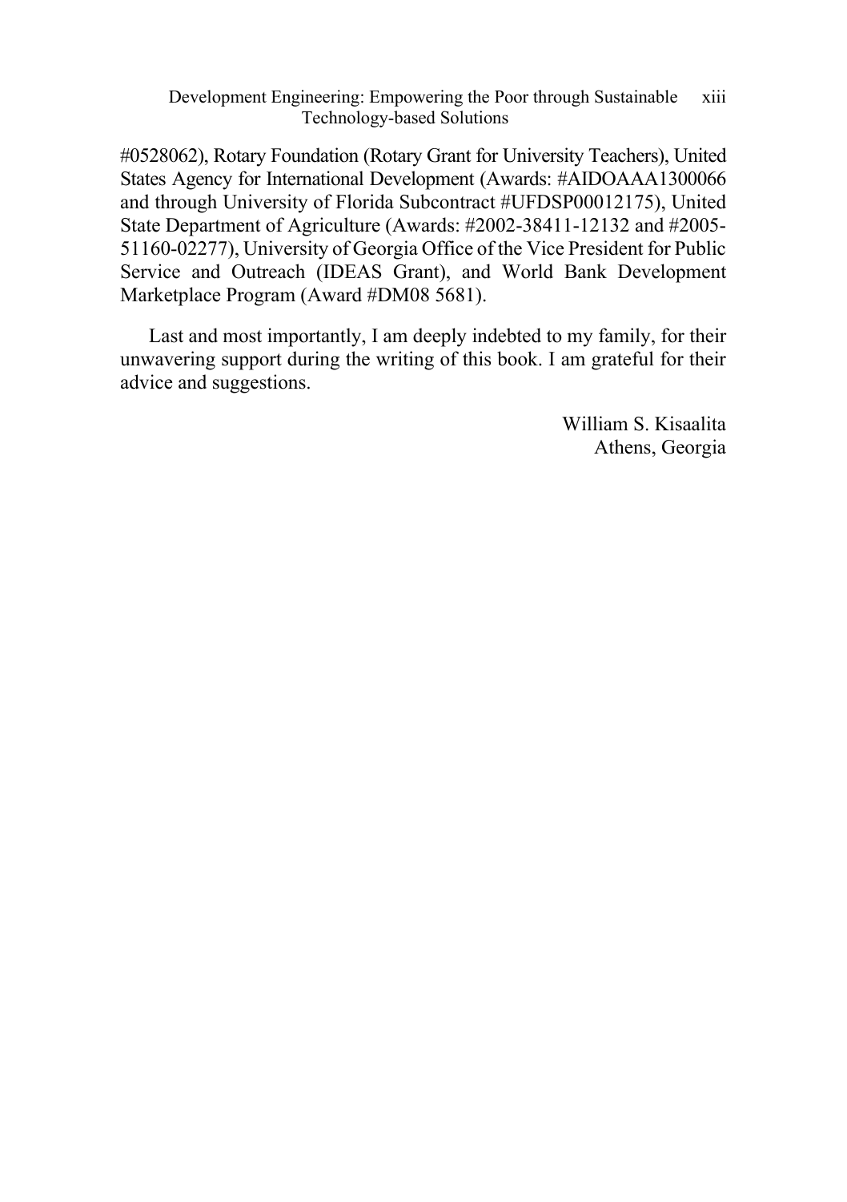#0528062), Rotary Foundation (Rotary Grant for University Teachers), United States Agency for International Development (Awards: #AIDOAA1300066 and through University of Florida Subcontract #UFDSP00012175), United State Department of Agriculture (Awards: #2002-38411-12132 and #2005-51160-02277), University of Georgia Office of the Vice President for Public Service and Outreach (IDEAS Grant), and World Bank Development Marketplace Program (Award #DM08 5681).

Last and most importantly, I am deeply indebted to my family, for their unwavering support during the writing of this book. I am grateful for their advice and suggestions.

William S. Kisaalita
Athens, Georgia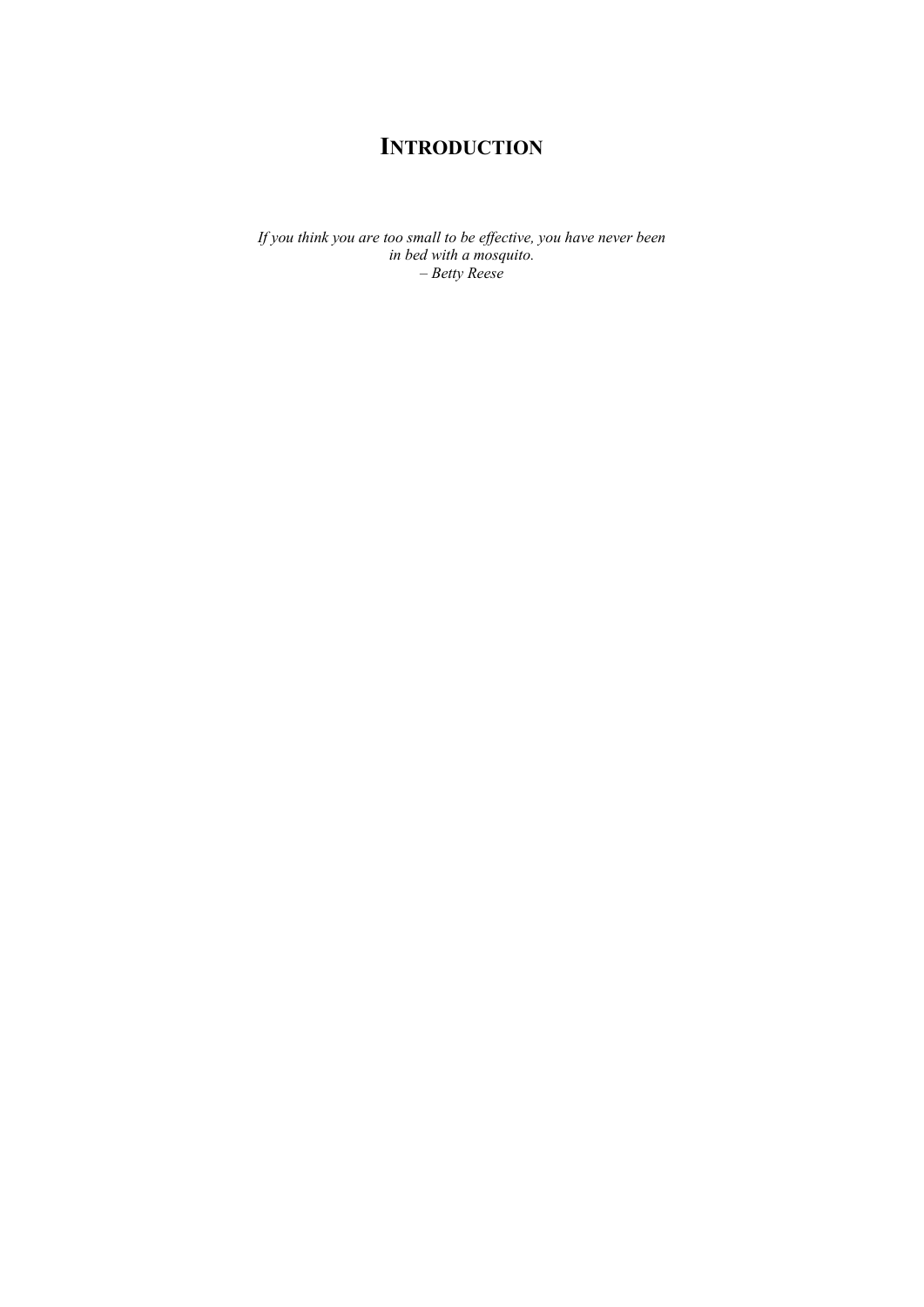# INTRODUCTION

*If you think you are too small to be effective, you have never been in bed with a mosquito.*
*– Betty Reese*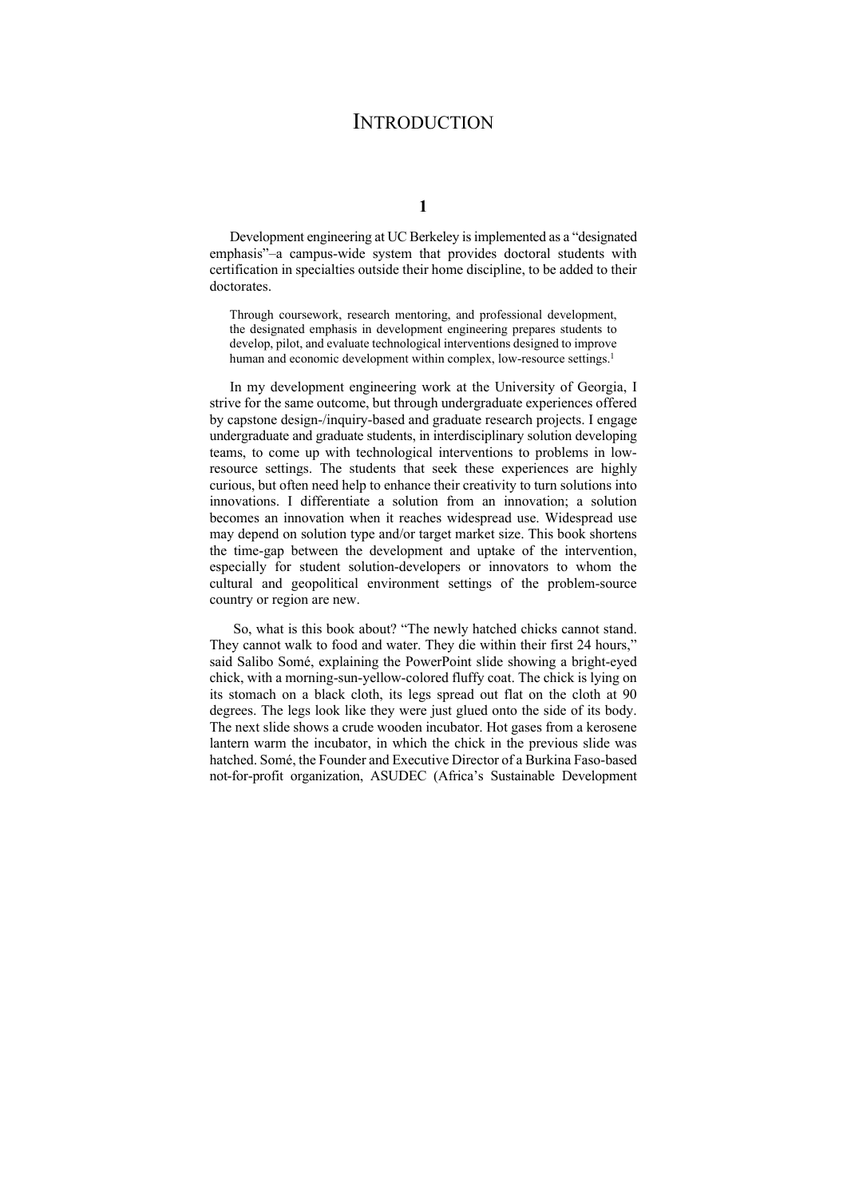# Introduction

## 1

Development engineering at UC Berkeley is implemented as a "designated emphasis"–a campus-wide system that provides doctoral students with certification in specialties outside their home discipline, to be added to their doctorates.

> Through coursework, research mentoring, and professional development, the designated emphasis in development engineering prepares students to develop, pilot, and evaluate technological interventions designed to improve human and economic development within complex, low-resource settings.[1]

In my development engineering work at the University of Georgia, I strive for the same outcome, but through undergraduate experiences offered by capstone design-/inquiry-based and graduate research projects. I engage undergraduate and graduate students, in interdisciplinary solution developing teams, to come up with technological interventions to problems in low-resource settings. The students that seek these experiences are highly curious, but often need help to enhance their creativity to turn solutions into innovations. I differentiate a solution from an innovation; a solution becomes an innovation when it reaches widespread use. Widespread use may depend on solution type and/or target market size. This book shortens the time-gap between the development and uptake of the intervention, especially for student solution-developers or innovators to whom the cultural and geopolitical environment settings of the problem-source country or region are new.

So, what is this book about? "The newly hatched chicks cannot stand. They cannot walk to food and water. They die within their first 24 hours," said Salibo Somé, explaining the PowerPoint slide showing a bright-eyed chick, with a morning-sun-yellow-colored fluffy coat. The chick is lying on its stomach on a black cloth, its legs spread out flat on the cloth at 90 degrees. The legs look like they were just glued onto the side of its body. The next slide shows a crude wooden incubator. Hot gases from a kerosene lantern warm the incubator, in which the chick in the previous slide was hatched. Somé, the Founder and Executive Director of a Burkina Faso-based not-for-profit organization, ASUDEC (Africa's Sustainable Development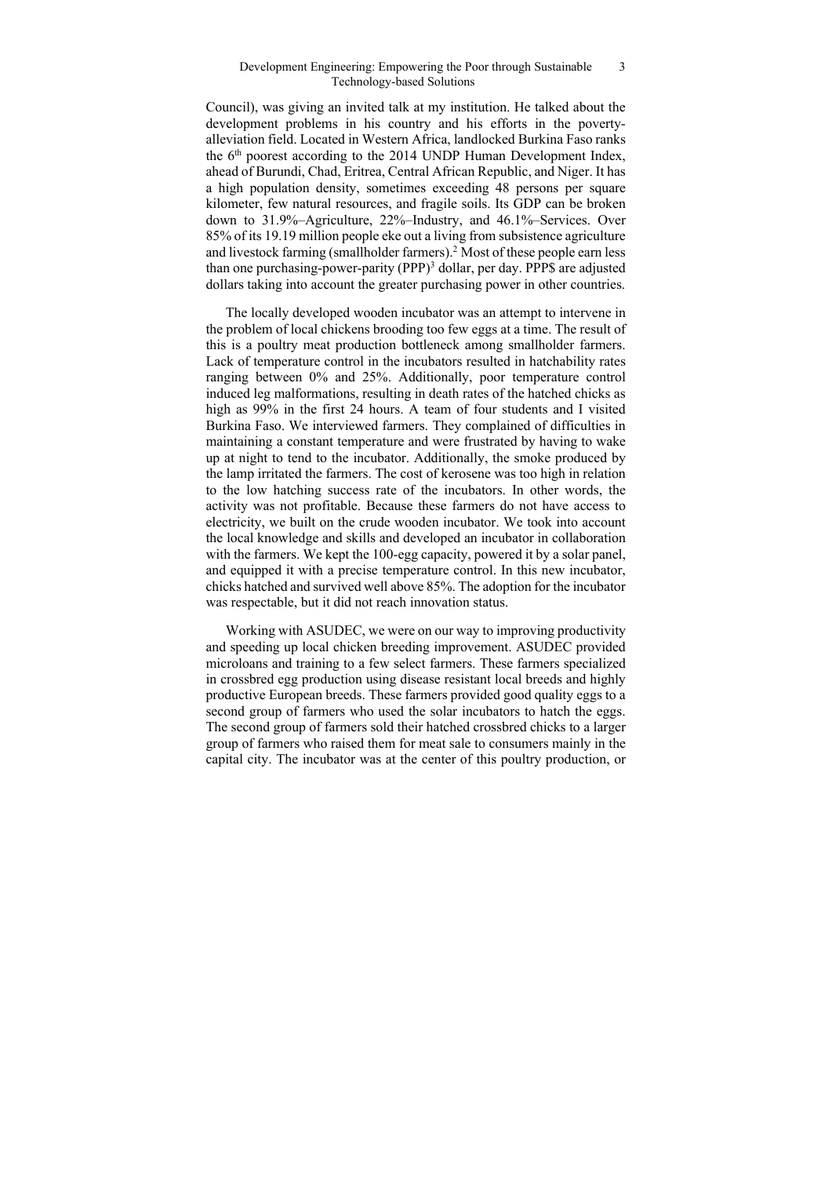Council), was giving an invited talk at my institution. He talked about the development problems in his country and his efforts in the poverty-alleviation field. Located in Western Africa, landlocked Burkina Faso ranks the 6th poorest according to the 2014 UNDP Human Development Index, ahead of Burundi, Chad, Eritrea, Central African Republic, and Niger. It has a high population density, sometimes exceeding 48 persons per square kilometer, few natural resources, and fragile soils. Its GDP can be broken down to 31.9%–Agriculture, 22%–Industry, and 46.1%–Services. Over 85% of its 19.19 million people eke out a living from subsistence agriculture and livestock farming (smallholder farmers).[2] Most of these people earn less than one purchasing-power-parity (PPP)[3] dollar, per day. PPP$ are adjusted dollars taking into account the greater purchasing power in other countries.

The locally developed wooden incubator was an attempt to intervene in the problem of local chickens brooding too few eggs at a time. The result of this is a poultry meat production bottleneck among smallholder farmers. Lack of temperature control in the incubators resulted in hatchability rates ranging between 0% and 25%. Additionally, poor temperature control induced leg malformations, resulting in death rates of the hatched chicks as high as 99% in the first 24 hours. A team of four students and I visited Burkina Faso. We interviewed farmers. They complained of difficulties in maintaining a constant temperature and were frustrated by having to wake up at night to tend to the incubator. Additionally, the smoke produced by the lamp irritated the farmers. The cost of kerosene was too high in relation to the low hatching success rate of the incubators. In other words, the activity was not profitable. Because these farmers do not have access to electricity, we built on the crude wooden incubator. We took into account the local knowledge and skills and developed an incubator in collaboration with the farmers. We kept the 100-egg capacity, powered it by a solar panel, and equipped it with a precise temperature control. In this new incubator, chicks hatched and survived well above 85%. The adoption for the incubator was respectable, but it did not reach innovation status.

Working with ASUDEC, we were on our way to improving productivity and speeding up local chicken breeding improvement. ASUDEC provided microloans and training to a few select farmers. These farmers specialized in crossbred egg production using disease resistant local breeds and highly productive European breeds. These farmers provided good quality eggs to a second group of farmers who used the solar incubators to hatch the eggs. The second group of farmers sold their hatched crossbred chicks to a larger group of farmers who raised them for meat sale to consumers mainly in the capital city. The incubator was at the center of this poultry production, or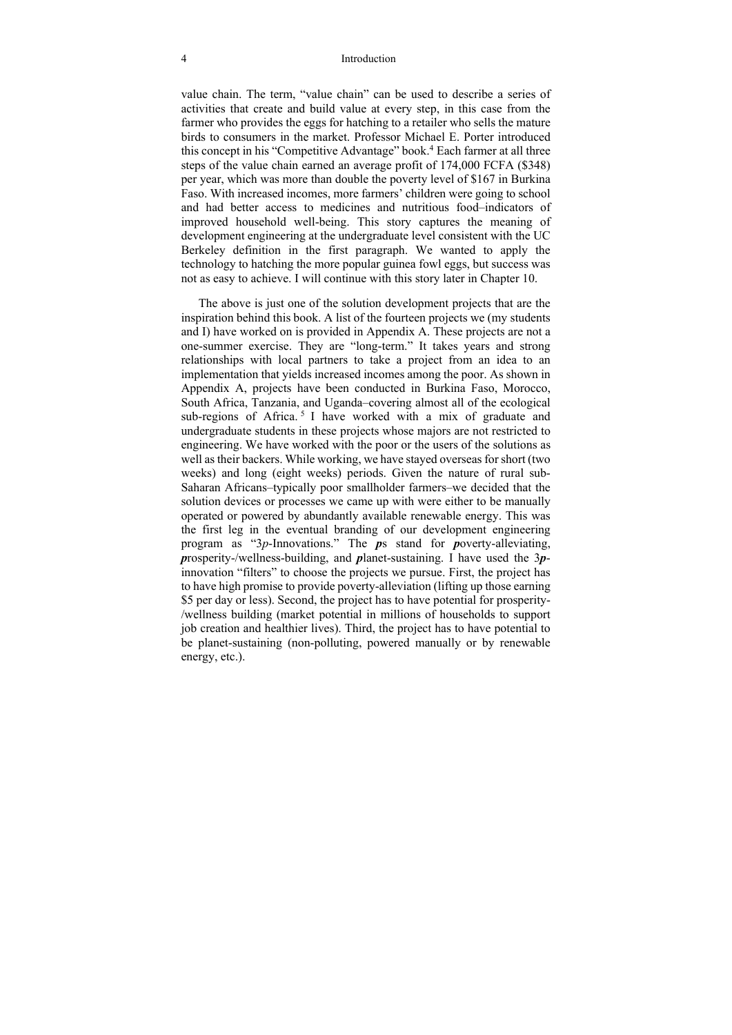value chain. The term, "value chain" can be used to describe a series of activities that create and build value at every step, in this case from the farmer who provides the eggs for hatching to a retailer who sells the mature birds to consumers in the market. Professor Michael E. Porter introduced this concept in his "Competitive Advantage" book.[4] Each farmer at all three steps of the value chain earned an average profit of 174,000 FCFA ($348) per year, which was more than double the poverty level of $167 in Burkina Faso. With increased incomes, more farmers' children were going to school and had better access to medicines and nutritious food–indicators of improved household well-being. This story captures the meaning of development engineering at the undergraduate level consistent with the UC Berkeley definition in the first paragraph. We wanted to apply the technology to hatching the more popular guinea fowl eggs, but success was not as easy to achieve. I will continue with this story later in Chapter 10.

The above is just one of the solution development projects that are the inspiration behind this book. A list of the fourteen projects we (my students and I) have worked on is provided in Appendix A. These projects are not a one-summer exercise. They are "long-term." It takes years and strong relationships with local partners to take a project from an idea to an implementation that yields increased incomes among the poor. As shown in Appendix A, projects have been conducted in Burkina Faso, Morocco, South Africa, Tanzania, and Uganda–covering almost all of the ecological sub-regions of Africa.[5] I have worked with a mix of graduate and undergraduate students in these projects whose majors are not restricted to engineering. We have worked with the poor or the users of the solutions as well as their backers. While working, we have stayed overseas for short (two weeks) and long (eight weeks) periods. Given the nature of rural sub-Saharan Africans–typically poor smallholder farmers–we decided that the solution devices or processes we came up with were either to be manually operated or powered by abundantly available renewable energy. This was the first leg in the eventual branding of our development engineering program as "3*p*-Innovations." The ***p***s stand for ***p***overty-alleviating, ***p***rosperity-/wellness-building, and ***p***lanet-sustaining. I have used the 3***p***-innovation "filters" to choose the projects we pursue. First, the project has to have high promise to provide poverty-alleviation (lifting up those earning $5 per day or less). Second, the project has to have potential for prosperity-/wellness building (market potential in millions of households to support job creation and healthier lives). Third, the project has to have potential to be planet-sustaining (non-polluting, powered manually or by renewable energy, etc.).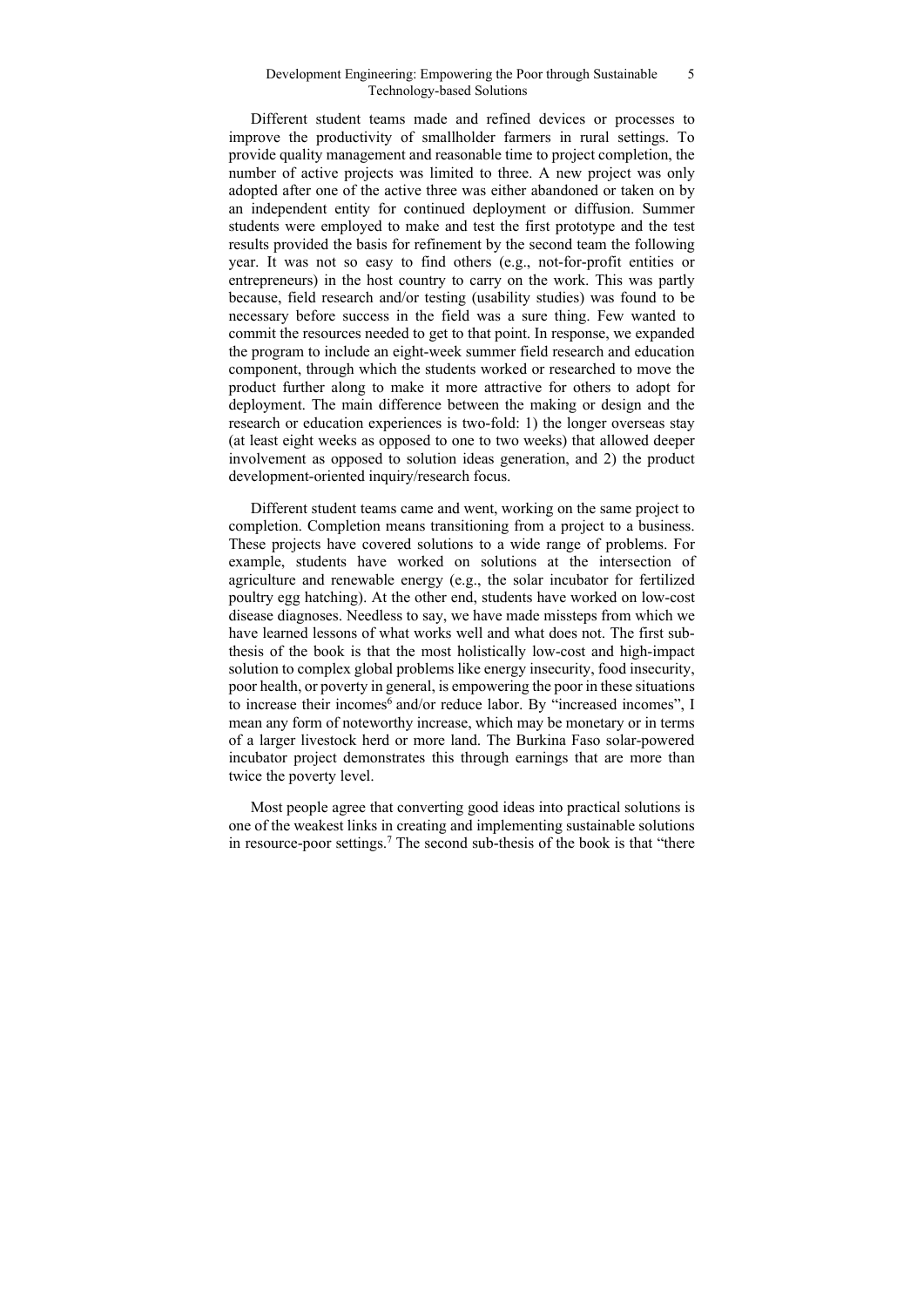Different student teams made and refined devices or processes to improve the productivity of smallholder farmers in rural settings. To provide quality management and reasonable time to project completion, the number of active projects was limited to three. A new project was only adopted after one of the active three was either abandoned or taken on by an independent entity for continued deployment or diffusion. Summer students were employed to make and test the first prototype and the test results provided the basis for refinement by the second team the following year. It was not so easy to find others (e.g., not-for-profit entities or entrepreneurs) in the host country to carry on the work. This was partly because, field research and/or testing (usability studies) was found to be necessary before success in the field was a sure thing. Few wanted to commit the resources needed to get to that point. In response, we expanded the program to include an eight-week summer field research and education component, through which the students worked or researched to move the product further along to make it more attractive for others to adopt for deployment. The main difference between the making or design and the research or education experiences is two-fold: 1) the longer overseas stay (at least eight weeks as opposed to one to two weeks) that allowed deeper involvement as opposed to solution ideas generation, and 2) the product development-oriented inquiry/research focus.

Different student teams came and went, working on the same project to completion. Completion means transitioning from a project to a business. These projects have covered solutions to a wide range of problems. For example, students have worked on solutions at the intersection of agriculture and renewable energy (e.g., the solar incubator for fertilized poultry egg hatching). At the other end, students have worked on low-cost disease diagnoses. Needless to say, we have made missteps from which we have learned lessons of what works well and what does not. The first sub-thesis of the book is that the most holistically low-cost and high-impact solution to complex global problems like energy insecurity, food insecurity, poor health, or poverty in general, is empowering the poor in these situations to increase their incomes[6] and/or reduce labor. By "increased incomes", I mean any form of noteworthy increase, which may be monetary or in terms of a larger livestock herd or more land. The Burkina Faso solar-powered incubator project demonstrates this through earnings that are more than twice the poverty level.

Most people agree that converting good ideas into practical solutions is one of the weakest links in creating and implementing sustainable solutions in resource-poor settings.[7] The second sub-thesis of the book is that "there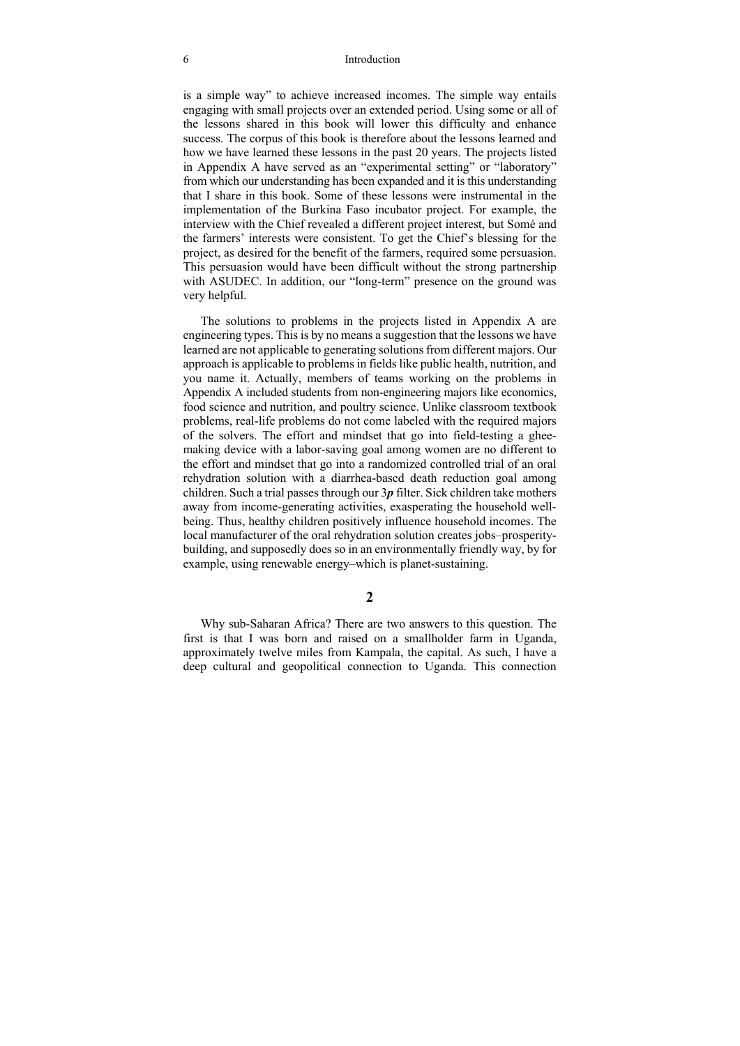is a simple way" to achieve increased incomes. The simple way entails engaging with small projects over an extended period. Using some or all of the lessons shared in this book will lower this difficulty and enhance success. The corpus of this book is therefore about the lessons learned and how we have learned these lessons in the past 20 years. The projects listed in Appendix A have served as an "experimental setting" or "laboratory" from which our understanding has been expanded and it is this understanding that I share in this book. Some of these lessons were instrumental in the implementation of the Burkina Faso incubator project. For example, the interview with the Chief revealed a different project interest, but Somé and the farmers' interests were consistent. To get the Chief's blessing for the project, as desired for the benefit of the farmers, required some persuasion. This persuasion would have been difficult without the strong partnership with ASUDEC. In addition, our "long-term" presence on the ground was very helpful.

The solutions to problems in the projects listed in Appendix A are engineering types. This is by no means a suggestion that the lessons we have learned are not applicable to generating solutions from different majors. Our approach is applicable to problems in fields like public health, nutrition, and you name it. Actually, members of teams working on the problems in Appendix A included students from non-engineering majors like economics, food science and nutrition, and poultry science. Unlike classroom textbook problems, real-life problems do not come labeled with the required majors of the solvers. The effort and mindset that go into field-testing a ghee-making device with a labor-saving goal among women are no different to the effort and mindset that go into a randomized controlled trial of an oral rehydration solution with a diarrhea-based death reduction goal among children. Such a trial passes through our 3***p*** filter. Sick children take mothers away from income-generating activities, exasperating the household well-being. Thus, healthy children positively influence household incomes. The local manufacturer of the oral rehydration solution creates jobs–prosperity-building, and supposedly does so in an environmentally friendly way, by for example, using renewable energy–which is planet-sustaining.

## 2

Why sub-Saharan Africa? There are two answers to this question. The first is that I was born and raised on a smallholder farm in Uganda, approximately twelve miles from Kampala, the capital. As such, I have a deep cultural and geopolitical connection to Uganda. This connection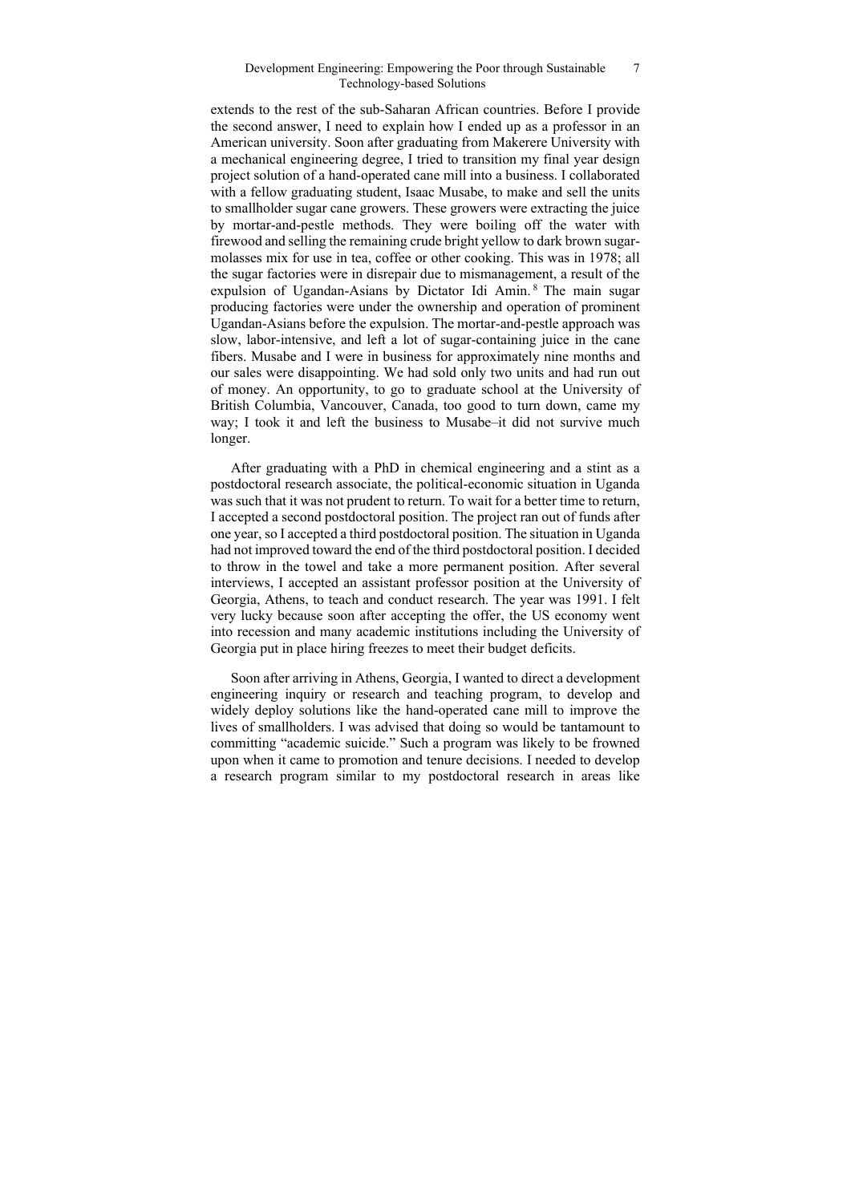extends to the rest of the sub-Saharan African countries. Before I provide the second answer, I need to explain how I ended up as a professor in an American university. Soon after graduating from Makerere University with a mechanical engineering degree, I tried to transition my final year design project solution of a hand-operated cane mill into a business. I collaborated with a fellow graduating student, Isaac Musabe, to make and sell the units to smallholder sugar cane growers. These growers were extracting the juice by mortar-and-pestle methods. They were boiling off the water with firewood and selling the remaining crude bright yellow to dark brown sugar-molasses mix for use in tea, coffee or other cooking. This was in 1978; all the sugar factories were in disrepair due to mismanagement, a result of the expulsion of Ugandan-Asians by Dictator Idi Amin.[8] The main sugar producing factories were under the ownership and operation of prominent Ugandan-Asians before the expulsion. The mortar-and-pestle approach was slow, labor-intensive, and left a lot of sugar-containing juice in the cane fibers. Musabe and I were in business for approximately nine months and our sales were disappointing. We had sold only two units and had run out of money. An opportunity, to go to graduate school at the University of British Columbia, Vancouver, Canada, too good to turn down, came my way; I took it and left the business to Musabe–it did not survive much longer.

After graduating with a PhD in chemical engineering and a stint as a postdoctoral research associate, the political-economic situation in Uganda was such that it was not prudent to return. To wait for a better time to return, I accepted a second postdoctoral position. The project ran out of funds after one year, so I accepted a third postdoctoral position. The situation in Uganda had not improved toward the end of the third postdoctoral position. I decided to throw in the towel and take a more permanent position. After several interviews, I accepted an assistant professor position at the University of Georgia, Athens, to teach and conduct research. The year was 1991. I felt very lucky because soon after accepting the offer, the US economy went into recession and many academic institutions including the University of Georgia put in place hiring freezes to meet their budget deficits.

Soon after arriving in Athens, Georgia, I wanted to direct a development engineering inquiry or research and teaching program, to develop and widely deploy solutions like the hand-operated cane mill to improve the lives of smallholders. I was advised that doing so would be tantamount to committing "academic suicide." Such a program was likely to be frowned upon when it came to promotion and tenure decisions. I needed to develop a research program similar to my postdoctoral research in areas like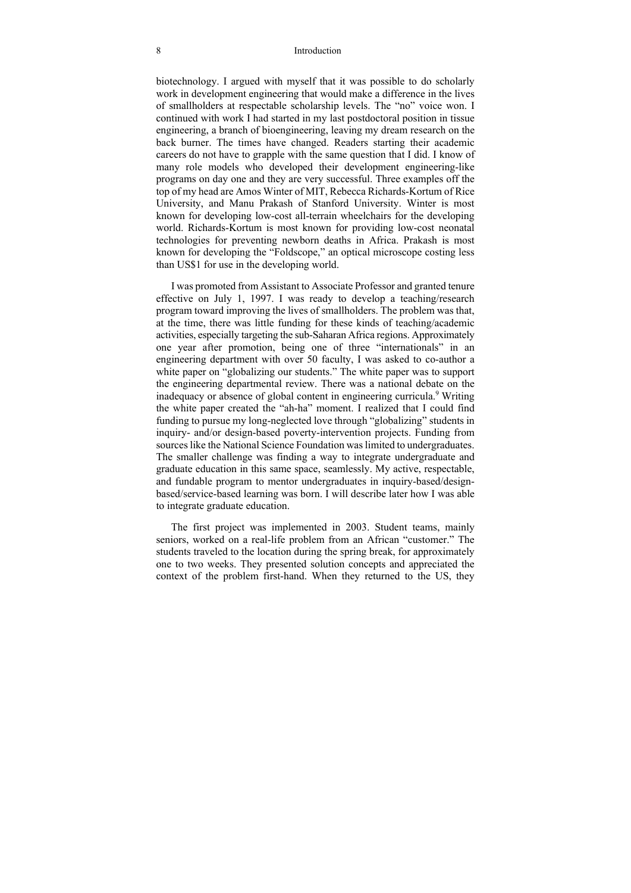biotechnology. I argued with myself that it was possible to do scholarly work in development engineering that would make a difference in the lives of smallholders at respectable scholarship levels. The "no" voice won. I continued with work I had started in my last postdoctoral position in tissue engineering, a branch of bioengineering, leaving my dream research on the back burner. The times have changed. Readers starting their academic careers do not have to grapple with the same question that I did. I know of many role models who developed their development engineering-like programs on day one and they are very successful. Three examples off the top of my head are Amos Winter of MIT, Rebecca Richards-Kortum of Rice University, and Manu Prakash of Stanford University. Winter is most known for developing low-cost all-terrain wheelchairs for the developing world. Richards-Kortum is most known for providing low-cost neonatal technologies for preventing newborn deaths in Africa. Prakash is most known for developing the "Foldscope," an optical microscope costing less than US$1 for use in the developing world.

I was promoted from Assistant to Associate Professor and granted tenure effective on July 1, 1997. I was ready to develop a teaching/research program toward improving the lives of smallholders. The problem was that, at the time, there was little funding for these kinds of teaching/academic activities, especially targeting the sub-Saharan Africa regions. Approximately one year after promotion, being one of three "internationals" in an engineering department with over 50 faculty, I was asked to co-author a white paper on "globalizing our students." The white paper was to support the engineering departmental review. There was a national debate on the inadequacy or absence of global content in engineering curricula.[9] Writing the white paper created the "ah-ha" moment. I realized that I could find funding to pursue my long-neglected love through "globalizing" students in inquiry- and/or design-based poverty-intervention projects. Funding from sources like the National Science Foundation was limited to undergraduates. The smaller challenge was finding a way to integrate undergraduate and graduate education in this same space, seamlessly. My active, respectable, and fundable program to mentor undergraduates in inquiry-based/design-based/service-based learning was born. I will describe later how I was able to integrate graduate education.

The first project was implemented in 2003. Student teams, mainly seniors, worked on a real-life problem from an African "customer." The students traveled to the location during the spring break, for approximately one to two weeks. They presented solution concepts and appreciated the context of the problem first-hand. When they returned to the US, they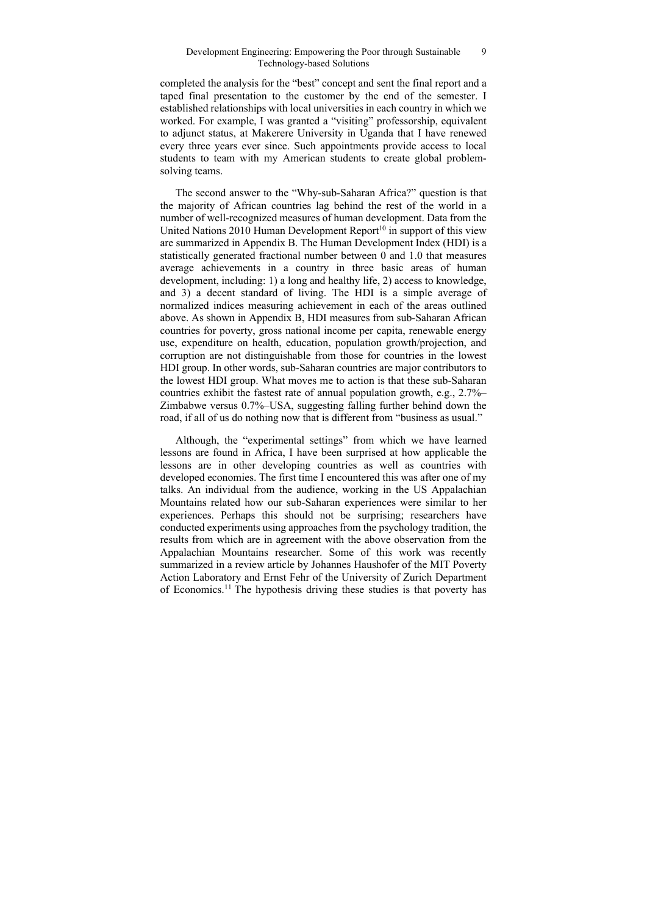completed the analysis for the "best" concept and sent the final report and a taped final presentation to the customer by the end of the semester. I established relationships with local universities in each country in which we worked. For example, I was granted a "visiting" professorship, equivalent to adjunct status, at Makerere University in Uganda that I have renewed every three years ever since. Such appointments provide access to local students to team with my American students to create global problem-solving teams.

The second answer to the "Why-sub-Saharan Africa?" question is that the majority of African countries lag behind the rest of the world in a number of well-recognized measures of human development. Data from the United Nations 2010 Human Development Report[10] in support of this view are summarized in Appendix B. The Human Development Index (HDI) is a statistically generated fractional number between 0 and 1.0 that measures average achievements in a country in three basic areas of human development, including: 1) a long and healthy life, 2) access to knowledge, and 3) a decent standard of living. The HDI is a simple average of normalized indices measuring achievement in each of the areas outlined above. As shown in Appendix B, HDI measures from sub-Saharan African countries for poverty, gross national income per capita, renewable energy use, expenditure on health, education, population growth/projection, and corruption are not distinguishable from those for countries in the lowest HDI group. In other words, sub-Saharan countries are major contributors to the lowest HDI group. What moves me to action is that these sub-Saharan countries exhibit the fastest rate of annual population growth, e.g., 2.7%–Zimbabwe versus 0.7%–USA, suggesting falling further behind down the road, if all of us do nothing now that is different from "business as usual."

Although, the "experimental settings" from which we have learned lessons are found in Africa, I have been surprised at how applicable the lessons are in other developing countries as well as countries with developed economies. The first time I encountered this was after one of my talks. An individual from the audience, working in the US Appalachian Mountains related how our sub-Saharan experiences were similar to her experiences. Perhaps this should not be surprising; researchers have conducted experiments using approaches from the psychology tradition, the results from which are in agreement with the above observation from the Appalachian Mountains researcher. Some of this work was recently summarized in a review article by Johannes Haushofer of the MIT Poverty Action Laboratory and Ernst Fehr of the University of Zurich Department of Economics.[11] The hypothesis driving these studies is that poverty has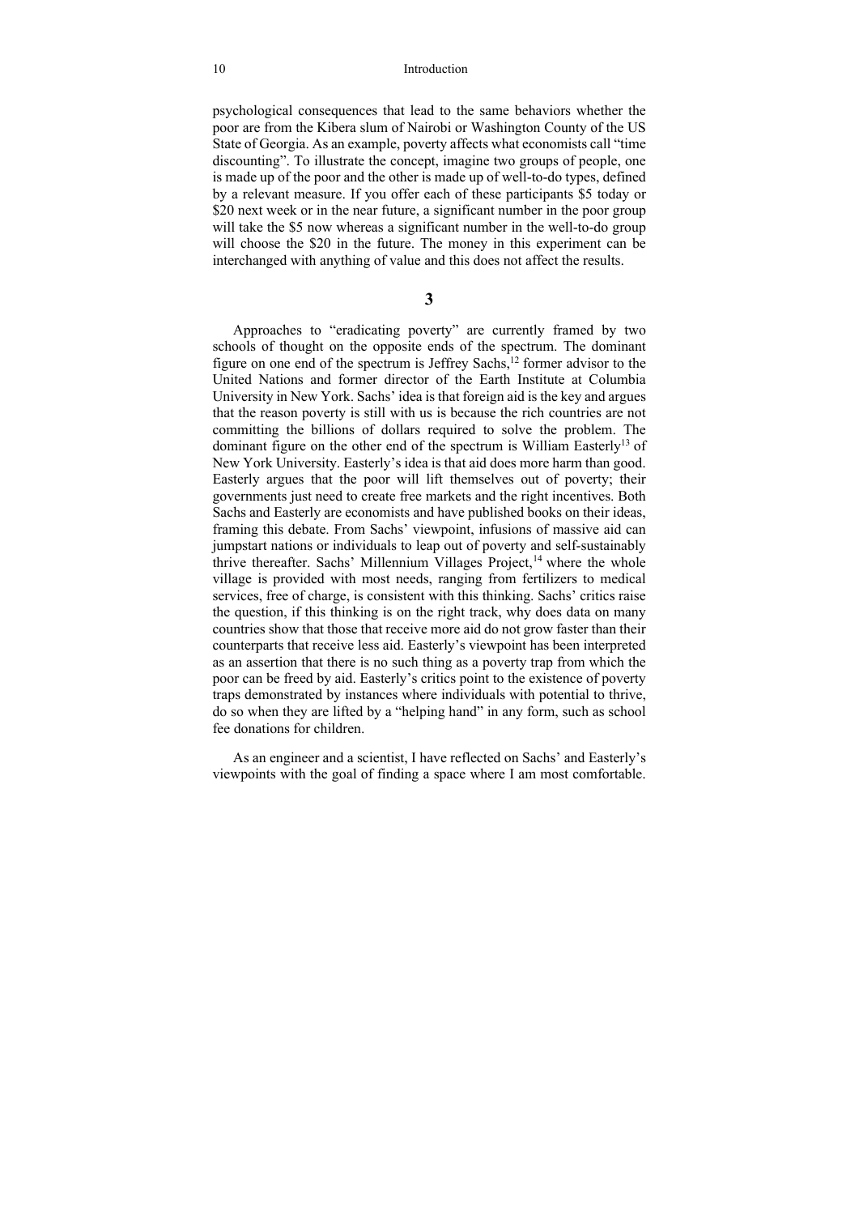psychological consequences that lead to the same behaviors whether the poor are from the Kibera slum of Nairobi or Washington County of the US State of Georgia. As an example, poverty affects what economists call "time discounting". To illustrate the concept, imagine two groups of people, one is made up of the poor and the other is made up of well-to-do types, defined by a relevant measure. If you offer each of these participants $5 today or $20 next week or in the near future, a significant number in the poor group will take the $5 now whereas a significant number in the well-to-do group will choose the $20 in the future. The money in this experiment can be interchanged with anything of value and this does not affect the results.

## 3

Approaches to "eradicating poverty" are currently framed by two schools of thought on the opposite ends of the spectrum. The dominant figure on one end of the spectrum is Jeffrey Sachs,[12] former advisor to the United Nations and former director of the Earth Institute at Columbia University in New York. Sachs' idea is that foreign aid is the key and argues that the reason poverty is still with us is because the rich countries are not committing the billions of dollars required to solve the problem. The dominant figure on the other end of the spectrum is William Easterly[13] of New York University. Easterly's idea is that aid does more harm than good. Easterly argues that the poor will lift themselves out of poverty; their governments just need to create free markets and the right incentives. Both Sachs and Easterly are economists and have published books on their ideas, framing this debate. From Sachs' viewpoint, infusions of massive aid can jumpstart nations or individuals to leap out of poverty and self-sustainably thrive thereafter. Sachs' Millennium Villages Project,[14] where the whole village is provided with most needs, ranging from fertilizers to medical services, free of charge, is consistent with this thinking. Sachs' critics raise the question, if this thinking is on the right track, why does data on many countries show that those that receive more aid do not grow faster than their counterparts that receive less aid. Easterly's viewpoint has been interpreted as an assertion that there is no such thing as a poverty trap from which the poor can be freed by aid. Easterly's critics point to the existence of poverty traps demonstrated by instances where individuals with potential to thrive, do so when they are lifted by a "helping hand" in any form, such as school fee donations for children.

As an engineer and a scientist, I have reflected on Sachs' and Easterly's viewpoints with the goal of finding a space where I am most comfortable.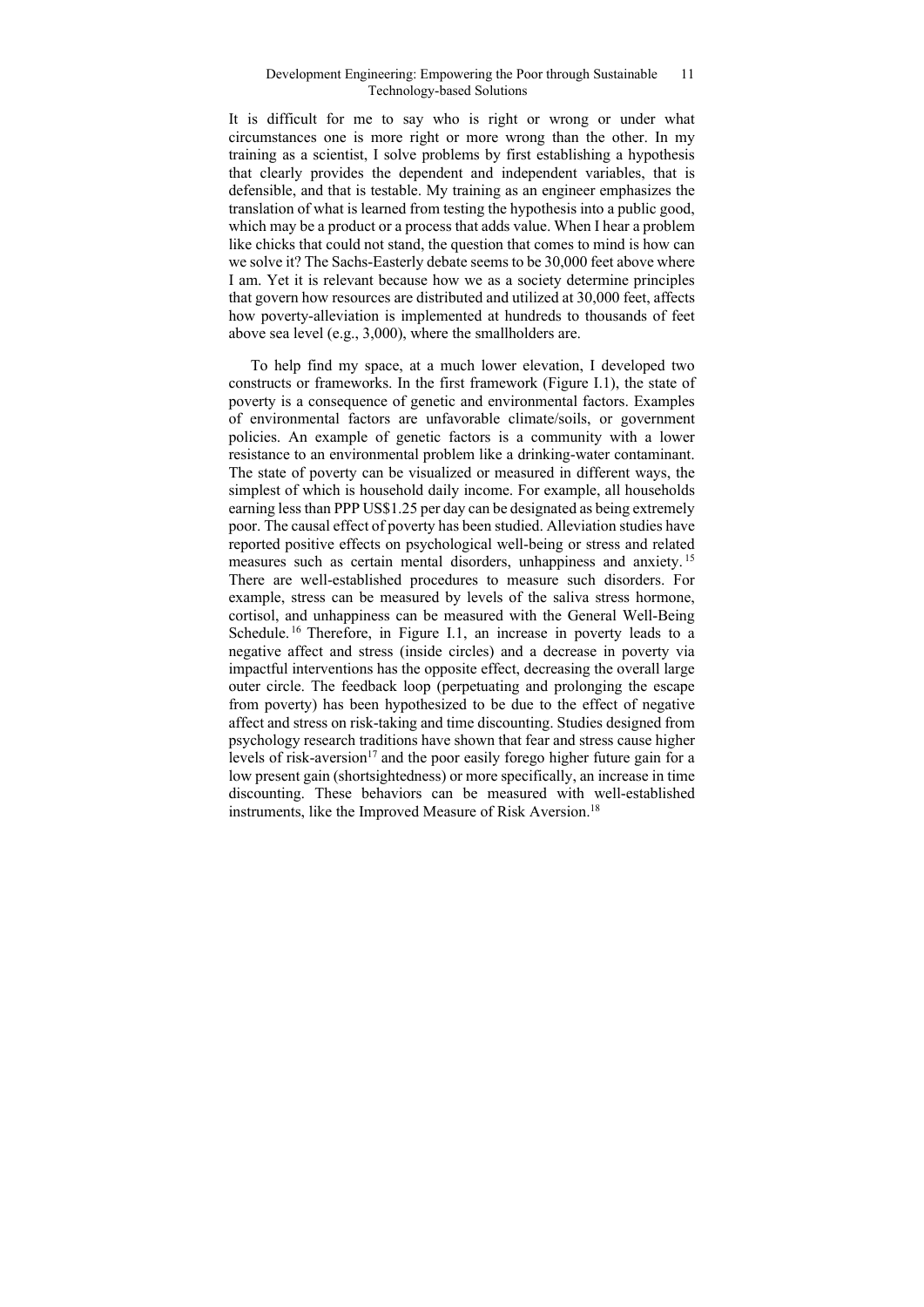It is difficult for me to say who is right or wrong or under what circumstances one is more right or more wrong than the other. In my training as a scientist, I solve problems by first establishing a hypothesis that clearly provides the dependent and independent variables, that is defensible, and that is testable. My training as an engineer emphasizes the translation of what is learned from testing the hypothesis into a public good, which may be a product or a process that adds value. When I hear a problem like chicks that could not stand, the question that comes to mind is how can we solve it? The Sachs-Easterly debate seems to be 30,000 feet above where I am. Yet it is relevant because how we as a society determine principles that govern how resources are distributed and utilized at 30,000 feet, affects how poverty-alleviation is implemented at hundreds to thousands of feet above sea level (e.g., 3,000), where the smallholders are.

To help find my space, at a much lower elevation, I developed two constructs or frameworks. In the first framework (Figure I.1), the state of poverty is a consequence of genetic and environmental factors. Examples of environmental factors are unfavorable climate/soils, or government policies. An example of genetic factors is a community with a lower resistance to an environmental problem like a drinking-water contaminant. The state of poverty can be visualized or measured in different ways, the simplest of which is household daily income. For example, all households earning less than PPP US$1.25 per day can be designated as being extremely poor. The causal effect of poverty has been studied. Alleviation studies have reported positive effects on psychological well-being or stress and related measures such as certain mental disorders, unhappiness and anxiety.[15] There are well-established procedures to measure such disorders. For example, stress can be measured by levels of the saliva stress hormone, cortisol, and unhappiness can be measured with the General Well-Being Schedule.[16] Therefore, in Figure I.1, an increase in poverty leads to a negative affect and stress (inside circles) and a decrease in poverty via impactful interventions has the opposite effect, decreasing the overall large outer circle. The feedback loop (perpetuating and prolonging the escape from poverty) has been hypothesized to be due to the effect of negative affect and stress on risk-taking and time discounting. Studies designed from psychology research traditions have shown that fear and stress cause higher levels of risk-aversion[17] and the poor easily forego higher future gain for a low present gain (shortsightedness) or more specifically, an increase in time discounting. These behaviors can be measured with well-established instruments, like the Improved Measure of Risk Aversion.[18]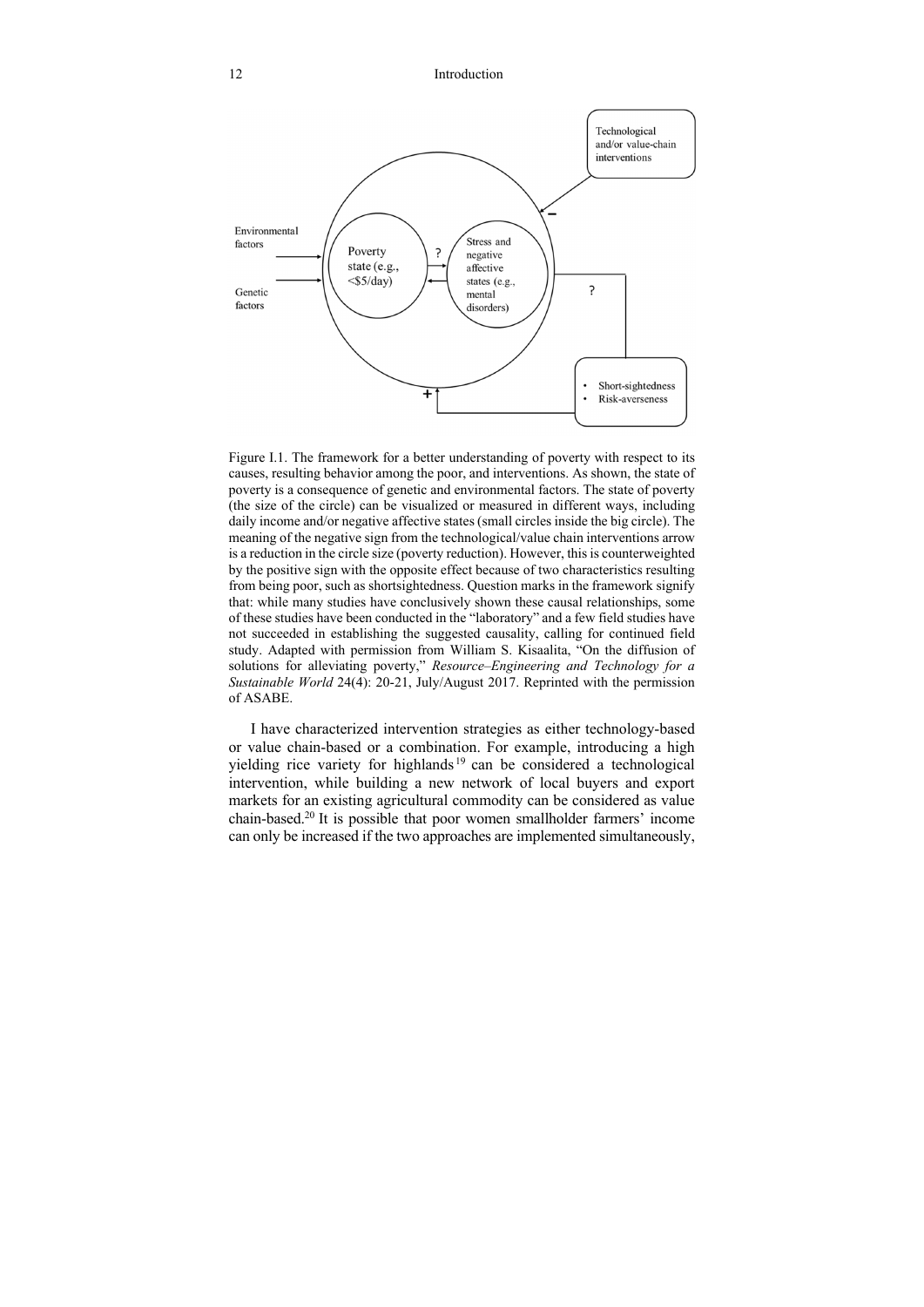Figure I.1. The framework for a better understanding of poverty with respect to its causes, resulting behavior among the poor, and interventions. As shown, the state of poverty is a consequence of genetic and environmental factors. The state of poverty (the size of the circle) can be visualized or measured in different ways, including daily income and/or negative affective states (small circles inside the big circle). The meaning of the negative sign from the technological/value chain interventions arrow is a reduction in the circle size (poverty reduction). However, this is counterweighted by the positive sign with the opposite effect because of two characteristics resulting from being poor, such as shortsightedness. Question marks in the framework signify that: while many studies have conclusively shown these causal relationships, some of these studies have been conducted in the "laboratory" and a few field studies have not succeeded in establishing the suggested causality, calling for continued field study. Adapted with permission from William S. Kisaalita, "On the diffusion of solutions for alleviating poverty," *Resource–Engineering and Technology for a Sustainable World* 24(4): 20-21, July/August 2017. Reprinted with the permission of ASABE.

I have characterized intervention strategies as either technology-based or value chain-based or a combination. For example, introducing a high yielding rice variety for highlands[19] can be considered a technological intervention, while building a new network of local buyers and export markets for an existing agricultural commodity can be considered as value chain-based.[20] It is possible that poor women smallholder farmers' income can only be increased if the two approaches are implemented simultaneously,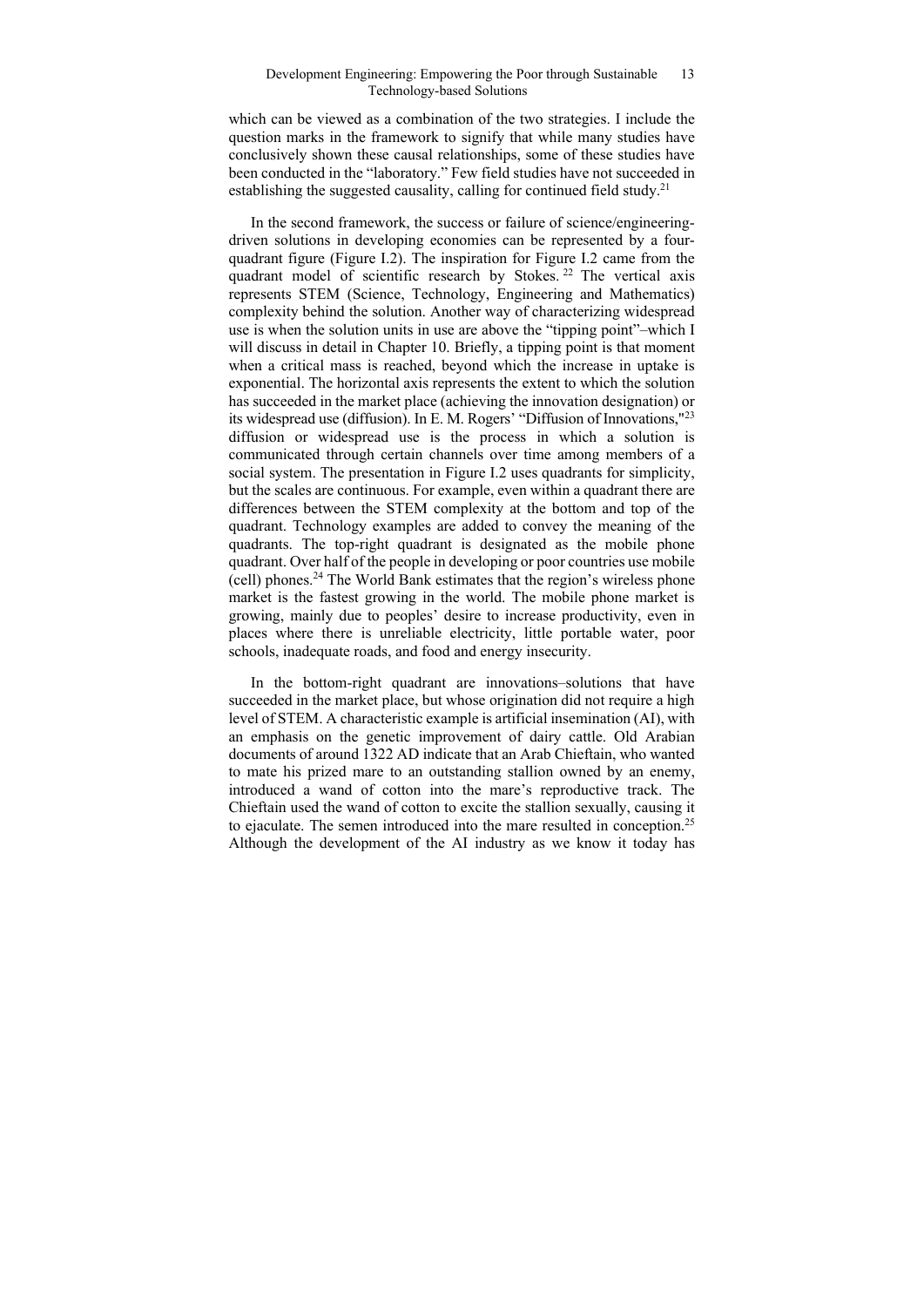which can be viewed as a combination of the two strategies. I include the question marks in the framework to signify that while many studies have conclusively shown these causal relationships, some of these studies have been conducted in the "laboratory." Few field studies have not succeeded in establishing the suggested causality, calling for continued field study.[21]

In the second framework, the success or failure of science/engineering-driven solutions in developing economies can be represented by a four-quadrant figure (Figure I.2). The inspiration for Figure I.2 came from the quadrant model of scientific research by Stokes.[22] The vertical axis represents STEM (Science, Technology, Engineering and Mathematics) complexity behind the solution. Another way of characterizing widespread use is when the solution units in use are above the "tipping point"–which I will discuss in detail in Chapter 10. Briefly, a tipping point is that moment when a critical mass is reached, beyond which the increase in uptake is exponential. The horizontal axis represents the extent to which the solution has succeeded in the market place (achieving the innovation designation) or its widespread use (diffusion). In E. M. Rogers' "Diffusion of Innovations,"[23] diffusion or widespread use is the process in which a solution is communicated through certain channels over time among members of a social system. The presentation in Figure I.2 uses quadrants for simplicity, but the scales are continuous. For example, even within a quadrant there are differences between the STEM complexity at the bottom and top of the quadrant. Technology examples are added to convey the meaning of the quadrants. The top-right quadrant is designated as the mobile phone quadrant. Over half of the people in developing or poor countries use mobile (cell) phones.[24] The World Bank estimates that the region's wireless phone market is the fastest growing in the world. The mobile phone market is growing, mainly due to peoples' desire to increase productivity, even in places where there is unreliable electricity, little portable water, poor schools, inadequate roads, and food and energy insecurity.

In the bottom-right quadrant are innovations–solutions that have succeeded in the market place, but whose origination did not require a high level of STEM. A characteristic example is artificial insemination (AI), with an emphasis on the genetic improvement of dairy cattle. Old Arabian documents of around 1322 AD indicate that an Arab Chieftain, who wanted to mate his prized mare to an outstanding stallion owned by an enemy, introduced a wand of cotton into the mare's reproductive track. The Chieftain used the wand of cotton to excite the stallion sexually, causing it to ejaculate. The semen introduced into the mare resulted in conception.[25] Although the development of the AI industry as we know it today has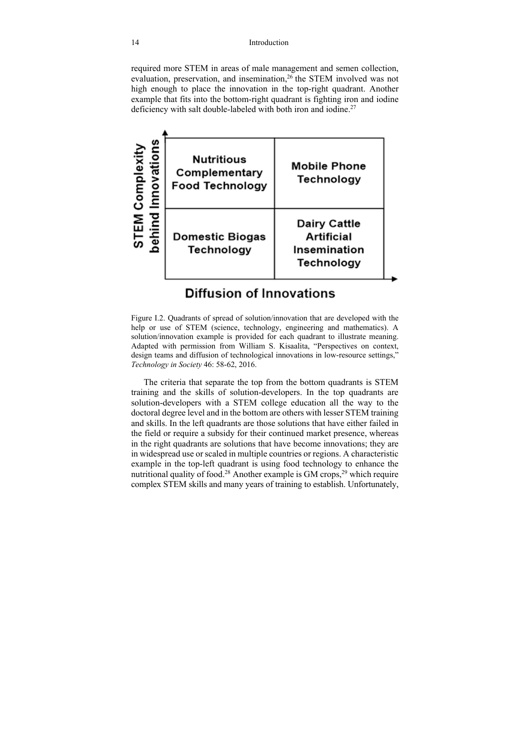required more STEM in areas of male management and semen collection, evaluation, preservation, and insemination,[26] the STEM involved was not high enough to place the innovation in the top-right quadrant. Another example that fits into the bottom-right quadrant is fighting iron and iodine deficiency with salt double-labeled with both iron and iodine.[27]

| STEM Complexity behind Innovations ↑ | | |
|---|---|---|
| | Nutritious Complementary Food Technology | Mobile Phone Technology |
| | Domestic Biogas Technology | Dairy Cattle Artificial Insemination Technology |
| | Diffusion of Innovations → | |

Figure I.2. Quadrants of spread of solution/innovation that are developed with the help or use of STEM (science, technology, engineering and mathematics). A solution/innovation example is provided for each quadrant to illustrate meaning. Adapted with permission from William S. Kisaalita, "Perspectives on context, design teams and diffusion of technological innovations in low-resource settings," *Technology in Society* 46: 58-62, 2016.

The criteria that separate the top from the bottom quadrants is STEM training and the skills of solution-developers. In the top quadrants are solution-developers with a STEM college education all the way to the doctoral degree level and in the bottom are others with lesser STEM training and skills. In the left quadrants are those solutions that have either failed in the field or require a subsidy for their continued market presence, whereas in the right quadrants are solutions that have become innovations; they are in widespread use or scaled in multiple countries or regions. A characteristic example in the top-left quadrant is using food technology to enhance the nutritional quality of food.[28] Another example is GM crops,[29] which require complex STEM skills and many years of training to establish. Unfortunately,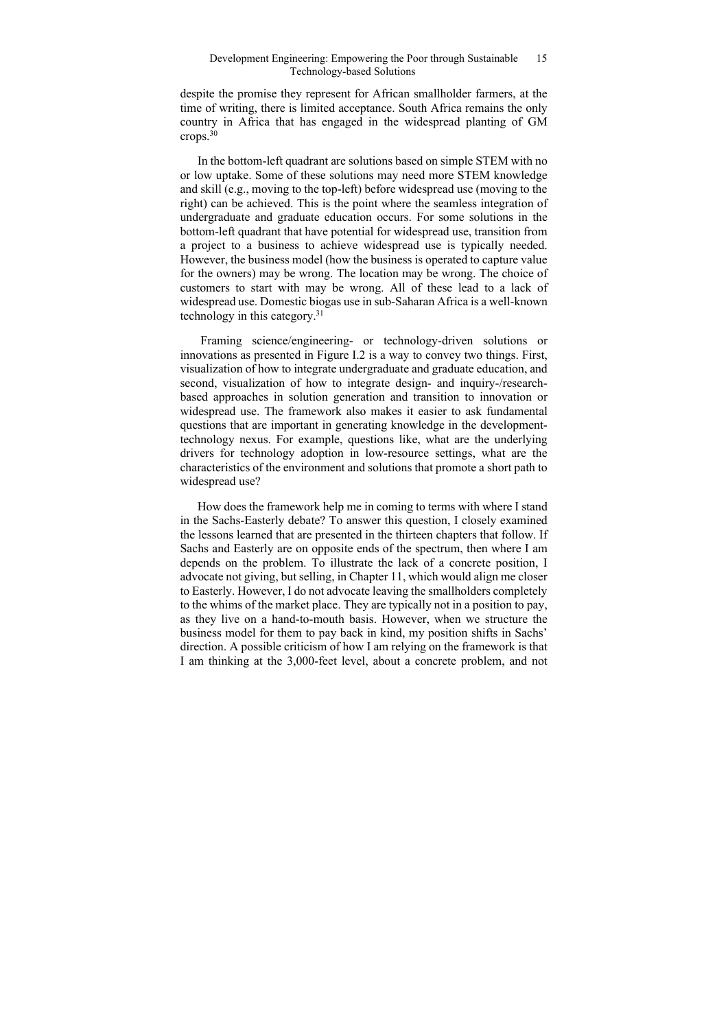despite the promise they represent for African smallholder farmers, at the time of writing, there is limited acceptance. South Africa remains the only country in Africa that has engaged in the widespread planting of GM crops.[30]

In the bottom-left quadrant are solutions based on simple STEM with no or low uptake. Some of these solutions may need more STEM knowledge and skill (e.g., moving to the top-left) before widespread use (moving to the right) can be achieved. This is the point where the seamless integration of undergraduate and graduate education occurs. For some solutions in the bottom-left quadrant that have potential for widespread use, transition from a project to a business to achieve widespread use is typically needed. However, the business model (how the business is operated to capture value for the owners) may be wrong. The location may be wrong. The choice of customers to start with may be wrong. All of these lead to a lack of widespread use. Domestic biogas use in sub-Saharan Africa is a well-known technology in this category.[31]

Framing science/engineering- or technology-driven solutions or innovations as presented in Figure I.2 is a way to convey two things. First, visualization of how to integrate undergraduate and graduate education, and second, visualization of how to integrate design- and inquiry-/research-based approaches in solution generation and transition to innovation or widespread use. The framework also makes it easier to ask fundamental questions that are important in generating knowledge in the development-technology nexus. For example, questions like, what are the underlying drivers for technology adoption in low-resource settings, what are the characteristics of the environment and solutions that promote a short path to widespread use?

How does the framework help me in coming to terms with where I stand in the Sachs-Easterly debate? To answer this question, I closely examined the lessons learned that are presented in the thirteen chapters that follow. If Sachs and Easterly are on opposite ends of the spectrum, then where I am depends on the problem. To illustrate the lack of a concrete position, I advocate not giving, but selling, in Chapter 11, which would align me closer to Easterly. However, I do not advocate leaving the smallholders completely to the whims of the market place. They are typically not in a position to pay, as they live on a hand-to-mouth basis. However, when we structure the business model for them to pay back in kind, my position shifts in Sachs' direction. A possible criticism of how I am relying on the framework is that I am thinking at the 3,000-feet level, about a concrete problem, and not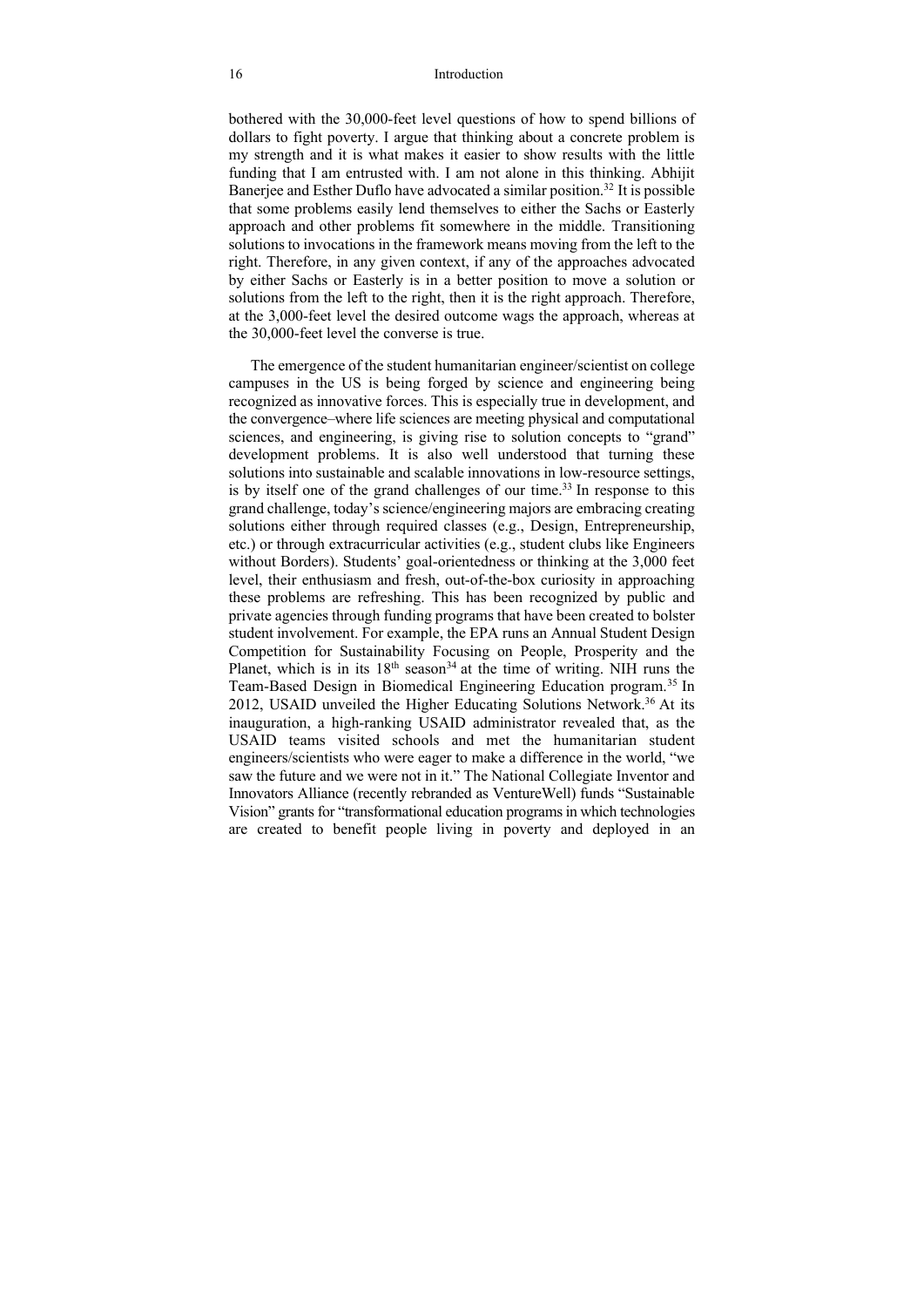bothered with the 30,000-feet level questions of how to spend billions of dollars to fight poverty. I argue that thinking about a concrete problem is my strength and it is what makes it easier to show results with the little funding that I am entrusted with. I am not alone in this thinking. Abhijit Banerjee and Esther Duflo have advocated a similar position.[32] It is possible that some problems easily lend themselves to either the Sachs or Easterly approach and other problems fit somewhere in the middle. Transitioning solutions to invocations in the framework means moving from the left to the right. Therefore, in any given context, if any of the approaches advocated by either Sachs or Easterly is in a better position to move a solution or solutions from the left to the right, then it is the right approach. Therefore, at the 3,000-feet level the desired outcome wags the approach, whereas at the 30,000-feet level the converse is true.

The emergence of the student humanitarian engineer/scientist on college campuses in the US is being forged by science and engineering being recognized as innovative forces. This is especially true in development, and the convergence–where life sciences are meeting physical and computational sciences, and engineering, is giving rise to solution concepts to "grand" development problems. It is also well understood that turning these solutions into sustainable and scalable innovations in low-resource settings, is by itself one of the grand challenges of our time.[33] In response to this grand challenge, today's science/engineering majors are embracing creating solutions either through required classes (e.g., Design, Entrepreneurship, etc.) or through extracurricular activities (e.g., student clubs like Engineers without Borders). Students' goal-orientedness or thinking at the 3,000 feet level, their enthusiasm and fresh, out-of-the-box curiosity in approaching these problems are refreshing. This has been recognized by public and private agencies through funding programs that have been created to bolster student involvement. For example, the EPA runs an Annual Student Design Competition for Sustainability Focusing on People, Prosperity and the Planet, which is in its 18th season[34] at the time of writing. NIH runs the Team-Based Design in Biomedical Engineering Education program.[35] In 2012, USAID unveiled the Higher Educating Solutions Network.[36] At its inauguration, a high-ranking USAID administrator revealed that, as the USAID teams visited schools and met the humanitarian student engineers/scientists who were eager to make a difference in the world, "we saw the future and we were not in it." The National Collegiate Inventor and Innovators Alliance (recently rebranded as VentureWell) funds "Sustainable Vision" grants for "transformational education programs in which technologies are created to benefit people living in poverty and deployed in an